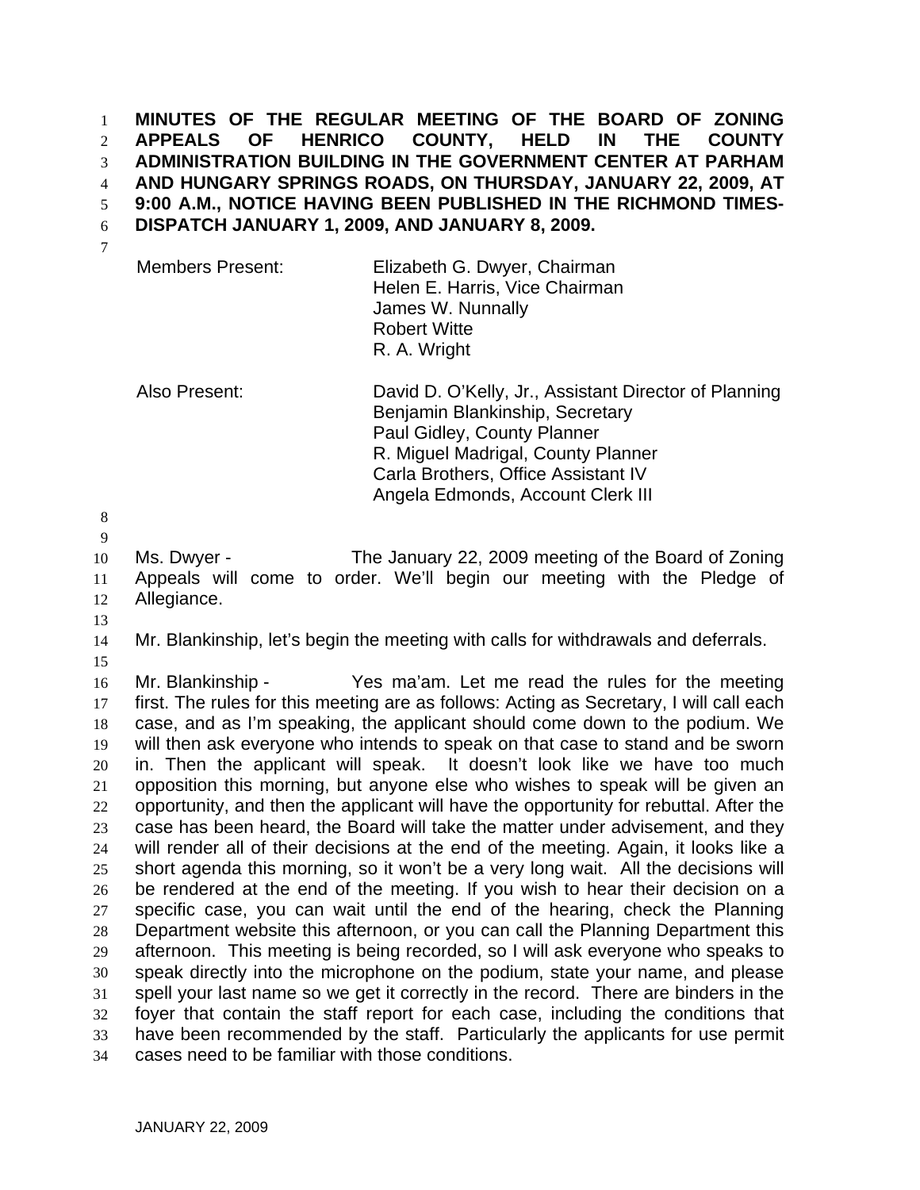**MINUTES OF THE REGULAR MEETING OF THE BOARD OF ZONING APPEALS OF HENRICO COUNTY, HELD IN THE COUNTY ADMINISTRATION BUILDING IN THE GOVERNMENT CENTER AT PARHAM AND HUNGARY SPRINGS ROADS, ON THURSDAY, JANUARY 22, 2009, AT 9:00 A.M., NOTICE HAVING BEEN PUBLISHED IN THE RICHMOND TIMES-DISPATCH JANUARY 1, 2009, AND JANUARY 8, 2009.**

| | |
|---|---|
| Members Present: | Elizabeth G. Dwyer, Chairman<br>Helen E. Harris, Vice Chairman<br>James W. Nunnally<br>Robert Witte<br>R. A. Wright |
| Also Present: | David D. O'Kelly, Jr., Assistant Director of Planning<br>Benjamin Blankinship, Secretary<br>Paul Gidley, County Planner<br>R. Miguel Madrigal, County Planner<br>Carla Brothers, Office Assistant IV<br>Angela Edmonds, Account Clerk III |

Ms. Dwyer - The January 22, 2009 meeting of the Board of Zoning Appeals will come to order. We'll begin our meeting with the Pledge of Allegiance.

Mr. Blankinship, let's begin the meeting with calls for withdrawals and deferrals.

Mr. Blankinship - Yes ma'am. Let me read the rules for the meeting first. The rules for this meeting are as follows: Acting as Secretary, I will call each case, and as I'm speaking, the applicant should come down to the podium. We will then ask everyone who intends to speak on that case to stand and be sworn in. Then the applicant will speak. It doesn't look like we have too much opposition this morning, but anyone else who wishes to speak will be given an opportunity, and then the applicant will have the opportunity for rebuttal. After the case has been heard, the Board will take the matter under advisement, and they will render all of their decisions at the end of the meeting. Again, it looks like a short agenda this morning, so it won't be a very long wait. All the decisions will be rendered at the end of the meeting. If you wish to hear their decision on a specific case, you can wait until the end of the hearing, check the Planning Department website this afternoon, or you can call the Planning Department this afternoon. This meeting is being recorded, so I will ask everyone who speaks to speak directly into the microphone on the podium, state your name, and please spell your last name so we get it correctly in the record. There are binders in the foyer that contain the staff report for each case, including the conditions that have been recommended by the staff. Particularly the applicants for use permit cases need to be familiar with those conditions.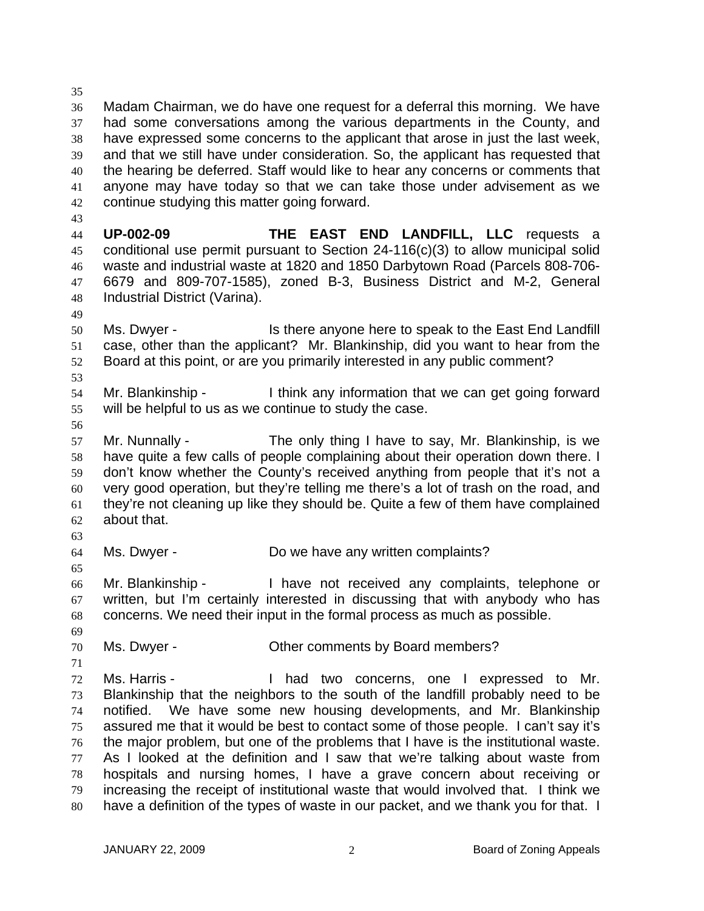Madam Chairman, we do have one request for a deferral this morning. We have had some conversations among the various departments in the County, and have expressed some concerns to the applicant that arose in just the last week, and that we still have under consideration. So, the applicant has requested that the hearing be deferred. Staff would like to hear any concerns or comments that anyone may have today so that we can take those under advisement as we continue studying this matter going forward.

**UP-002-09** **THE EAST END LANDFILL, LLC** requests a conditional use permit pursuant to Section 24-116(c)(3) to allow municipal solid waste and industrial waste at 1820 and 1850 Darbytown Road (Parcels 808-706-6679 and 809-707-1585), zoned B-3, Business District and M-2, General Industrial District (Varina).

Ms. Dwyer - Is there anyone here to speak to the East End Landfill case, other than the applicant? Mr. Blankinship, did you want to hear from the Board at this point, or are you primarily interested in any public comment?

Mr. Blankinship - I think any information that we can get going forward will be helpful to us as we continue to study the case.

Mr. Nunnally - The only thing I have to say, Mr. Blankinship, is we have quite a few calls of people complaining about their operation down there. I don't know whether the County's received anything from people that it's not a very good operation, but they're telling me there's a lot of trash on the road, and they're not cleaning up like they should be. Quite a few of them have complained about that.

Ms. Dwyer - Do we have any written complaints?

Mr. Blankinship - I have not received any complaints, telephone or written, but I'm certainly interested in discussing that with anybody who has concerns. We need their input in the formal process as much as possible.

Ms. Dwyer - Other comments by Board members?

Ms. Harris - I had two concerns, one I expressed to Mr. Blankinship that the neighbors to the south of the landfill probably need to be notified. We have some new housing developments, and Mr. Blankinship assured me that it would be best to contact some of those people. I can't say it's the major problem, but one of the problems that I have is the institutional waste. As I looked at the definition and I saw that we're talking about waste from hospitals and nursing homes, I have a grave concern about receiving or increasing the receipt of institutional waste that would involved that. I think we have a definition of the types of waste in our packet, and we thank you for that. I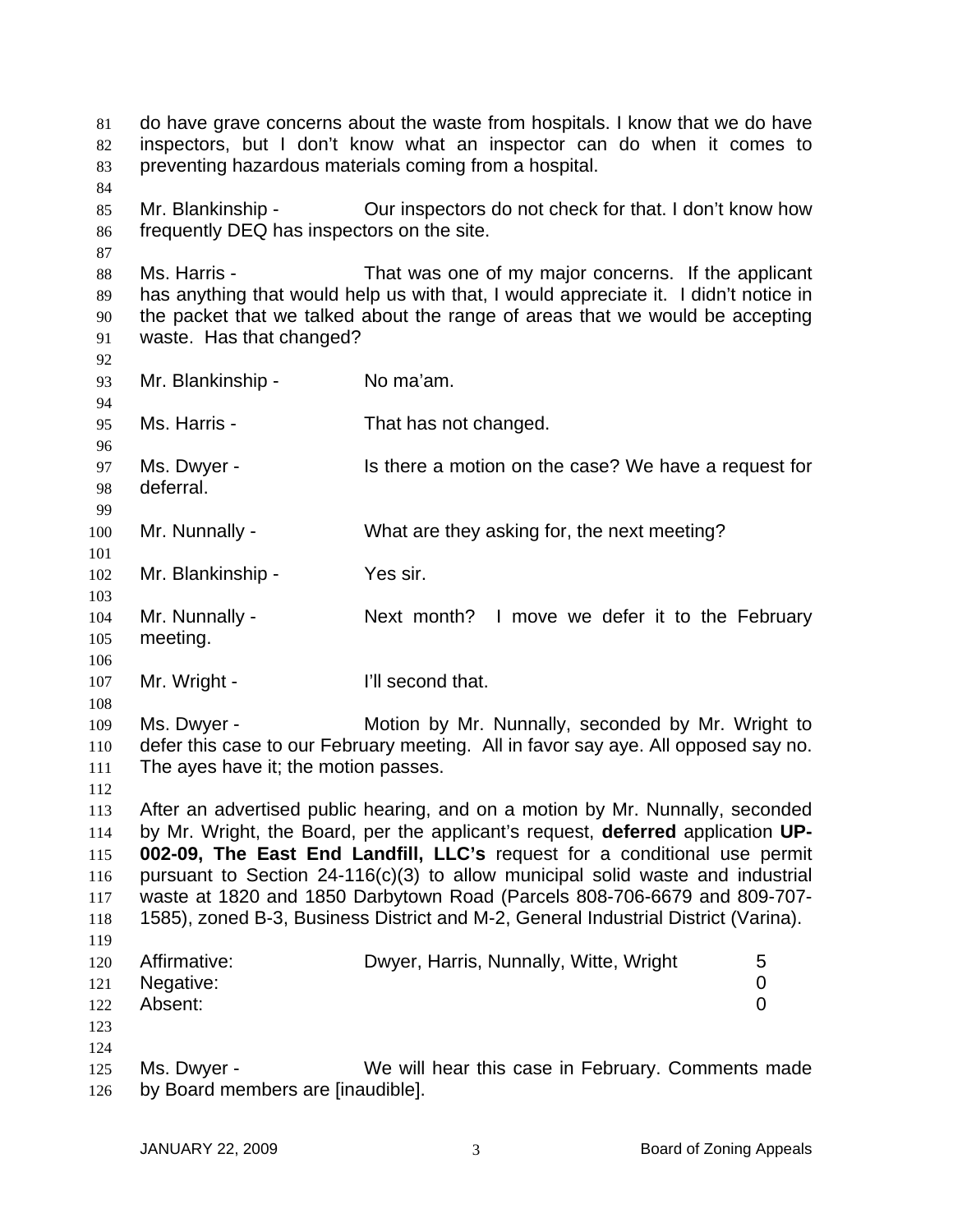do have grave concerns about the waste from hospitals. I know that we do have inspectors, but I don't know what an inspector can do when it comes to preventing hazardous materials coming from a hospital.

Mr. Blankinship - Our inspectors do not check for that. I don't know how frequently DEQ has inspectors on the site.

Ms. Harris - That was one of my major concerns. If the applicant has anything that would help us with that, I would appreciate it. I didn't notice in the packet that we talked about the range of areas that we would be accepting waste. Has that changed?

Mr. Blankinship - No ma'am.

Ms. Harris - That has not changed.

Ms. Dwyer - Is there a motion on the case? We have a request for deferral.

Mr. Nunnally - What are they asking for, the next meeting?

Mr. Blankinship - Yes sir.

Mr. Nunnally - Next month? I move we defer it to the February meeting.

Mr. Wright - I'll second that.

Ms. Dwyer - Motion by Mr. Nunnally, seconded by Mr. Wright to defer this case to our February meeting. All in favor say aye. All opposed say no. The ayes have it; the motion passes.

After an advertised public hearing, and on a motion by Mr. Nunnally, seconded by Mr. Wright, the Board, per the applicant's request, **deferred** application **UP-002-09, The East End Landfill, LLC's** request for a conditional use permit pursuant to Section 24-116(c)(3) to allow municipal solid waste and industrial waste at 1820 and 1850 Darbytown Road (Parcels 808-706-6679 and 809-707-1585), zoned B-3, Business District and M-2, General Industrial District (Varina).

| | | |
|---|---|---|
| Affirmative: | Dwyer, Harris, Nunnally, Witte, Wright | 5 |
| Negative: | | 0 |
| Absent: | | 0 |

Ms. Dwyer - We will hear this case in February. Comments made by Board members are [inaudible].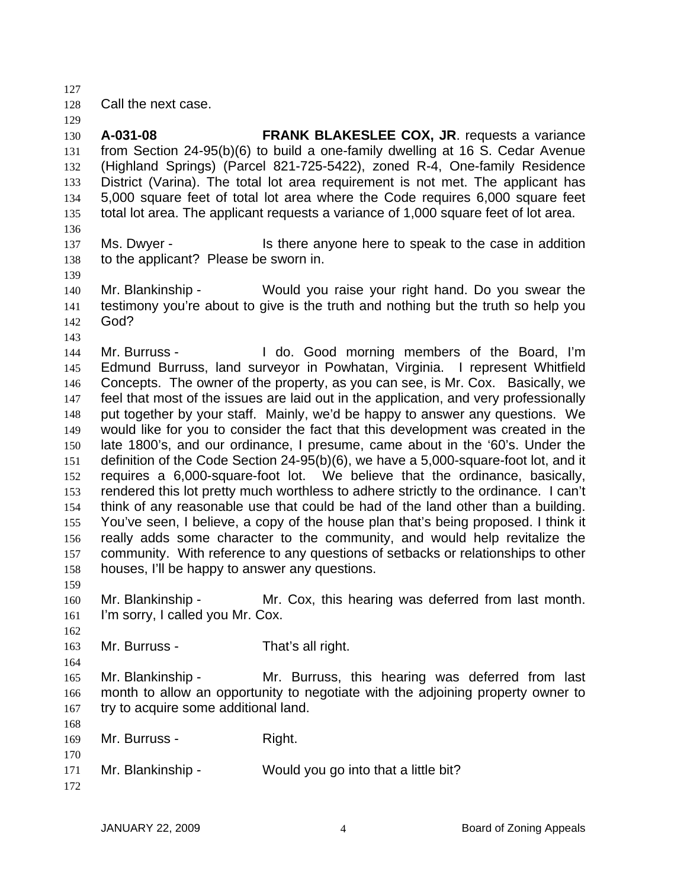Call the next case.

**A-031-08** **FRANK BLAKESLEE COX, JR**. requests a variance from Section 24-95(b)(6) to build a one-family dwelling at 16 S. Cedar Avenue (Highland Springs) (Parcel 821-725-5422), zoned R-4, One-family Residence District (Varina). The total lot area requirement is not met. The applicant has 5,000 square feet of total lot area where the Code requires 6,000 square feet total lot area. The applicant requests a variance of 1,000 square feet of lot area.

Ms. Dwyer - Is there anyone here to speak to the case in addition to the applicant? Please be sworn in.

Mr. Blankinship - Would you raise your right hand. Do you swear the testimony you're about to give is the truth and nothing but the truth so help you God?

Mr. Burruss - I do. Good morning members of the Board, I'm Edmund Burruss, land surveyor in Powhatan, Virginia. I represent Whitfield Concepts. The owner of the property, as you can see, is Mr. Cox. Basically, we feel that most of the issues are laid out in the application, and very professionally put together by your staff. Mainly, we'd be happy to answer any questions. We would like for you to consider the fact that this development was created in the late 1800's, and our ordinance, I presume, came about in the '60's. Under the definition of the Code Section 24-95(b)(6), we have a 5,000-square-foot lot, and it requires a 6,000-square-foot lot. We believe that the ordinance, basically, rendered this lot pretty much worthless to adhere strictly to the ordinance. I can't think of any reasonable use that could be had of the land other than a building. You've seen, I believe, a copy of the house plan that's being proposed. I think it really adds some character to the community, and would help revitalize the community. With reference to any questions of setbacks or relationships to other houses, I'll be happy to answer any questions.

Mr. Blankinship - Mr. Cox, this hearing was deferred from last month. I'm sorry, I called you Mr. Cox.

Mr. Burruss - That's all right.

Mr. Blankinship - Mr. Burruss, this hearing was deferred from last month to allow an opportunity to negotiate with the adjoining property owner to try to acquire some additional land.

Mr. Burruss - Right.

Mr. Blankinship - Would you go into that a little bit?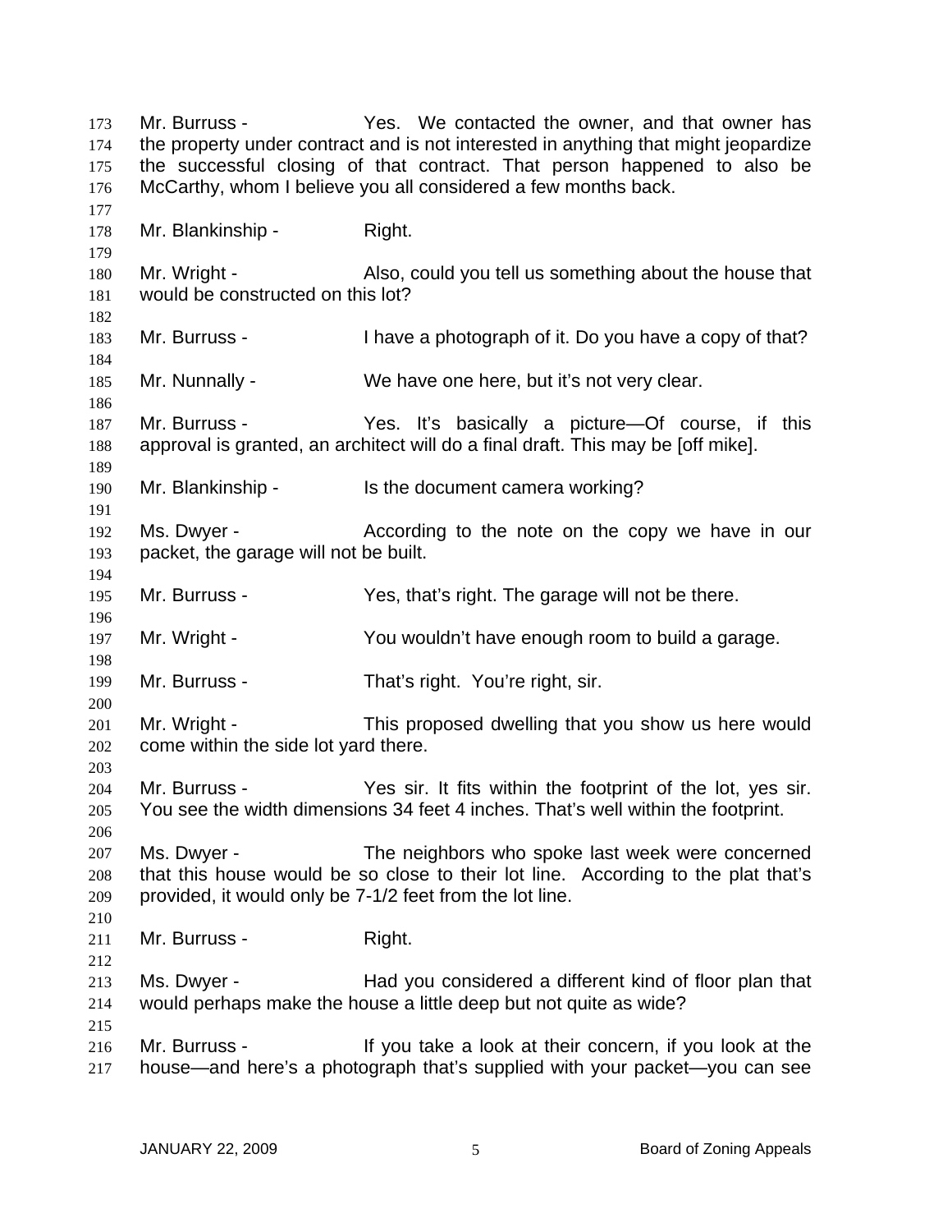Mr. Burruss - Yes. We contacted the owner, and that owner has the property under contract and is not interested in anything that might jeopardize the successful closing of that contract. That person happened to also be McCarthy, whom I believe you all considered a few months back.

Mr. Blankinship - Right.

Mr. Wright - Also, could you tell us something about the house that would be constructed on this lot?

Mr. Burruss - I have a photograph of it. Do you have a copy of that?

Mr. Nunnally - We have one here, but it's not very clear.

Mr. Burruss - Yes. It's basically a picture—Of course, if this approval is granted, an architect will do a final draft. This may be [off mike].

Mr. Blankinship - Is the document camera working?

Ms. Dwyer - According to the note on the copy we have in our packet, the garage will not be built.

Mr. Burruss - Yes, that's right. The garage will not be there.

Mr. Wright - You wouldn't have enough room to build a garage.

Mr. Burruss - That's right. You're right, sir.

Mr. Wright - This proposed dwelling that you show us here would come within the side lot yard there.

Mr. Burruss - Yes sir. It fits within the footprint of the lot, yes sir. You see the width dimensions 34 feet 4 inches. That's well within the footprint.

Ms. Dwyer - The neighbors who spoke last week were concerned that this house would be so close to their lot line. According to the plat that's provided, it would only be 7-1/2 feet from the lot line.

Mr. Burruss - Right.

Ms. Dwyer - Had you considered a different kind of floor plan that would perhaps make the house a little deep but not quite as wide?

Mr. Burruss - If you take a look at their concern, if you look at the house—and here's a photograph that's supplied with your packet—you can see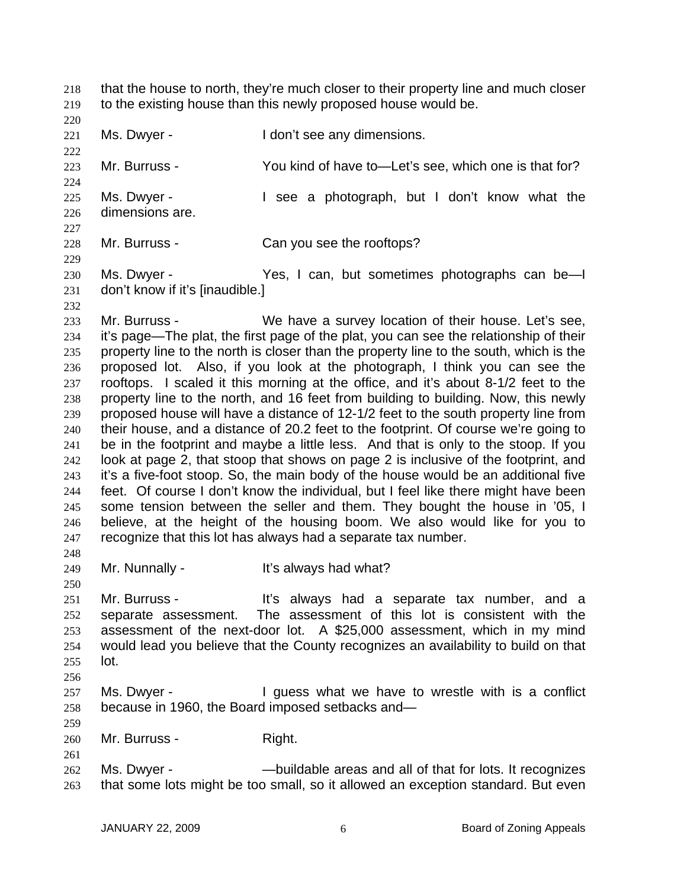that the house to north, they're much closer to their property line and much closer to the existing house than this newly proposed house would be.

Ms. Dwyer - I don't see any dimensions.

Mr. Burruss - You kind of have to—Let's see, which one is that for?

Ms. Dwyer - I see a photograph, but I don't know what the dimensions are.

Mr. Burruss - Can you see the rooftops?

Ms. Dwyer - Yes, I can, but sometimes photographs can be—I don't know if it's [inaudible.]

Mr. Burruss - We have a survey location of their house. Let's see, it's page—The plat, the first page of the plat, you can see the relationship of their property line to the north is closer than the property line to the south, which is the proposed lot. Also, if you look at the photograph, I think you can see the rooftops. I scaled it this morning at the office, and it's about 8-1/2 feet to the property line to the north, and 16 feet from building to building. Now, this newly proposed house will have a distance of 12-1/2 feet to the south property line from their house, and a distance of 20.2 feet to the footprint. Of course we're going to be in the footprint and maybe a little less. And that is only to the stoop. If you look at page 2, that stoop that shows on page 2 is inclusive of the footprint, and it's a five-foot stoop. So, the main body of the house would be an additional five feet. Of course I don't know the individual, but I feel like there might have been some tension between the seller and them. They bought the house in '05, I believe, at the height of the housing boom. We also would like for you to recognize that this lot has always had a separate tax number.

Mr. Nunnally - It's always had what?

Mr. Burruss - It's always had a separate tax number, and a separate assessment. The assessment of this lot is consistent with the assessment of the next-door lot. A $25,000 assessment, which in my mind would lead you believe that the County recognizes an availability to build on that lot.

Ms. Dwyer - I guess what we have to wrestle with is a conflict because in 1960, the Board imposed setbacks and—

Mr. Burruss - Right.

Ms. Dwyer - —buildable areas and all of that for lots. It recognizes that some lots might be too small, so it allowed an exception standard. But even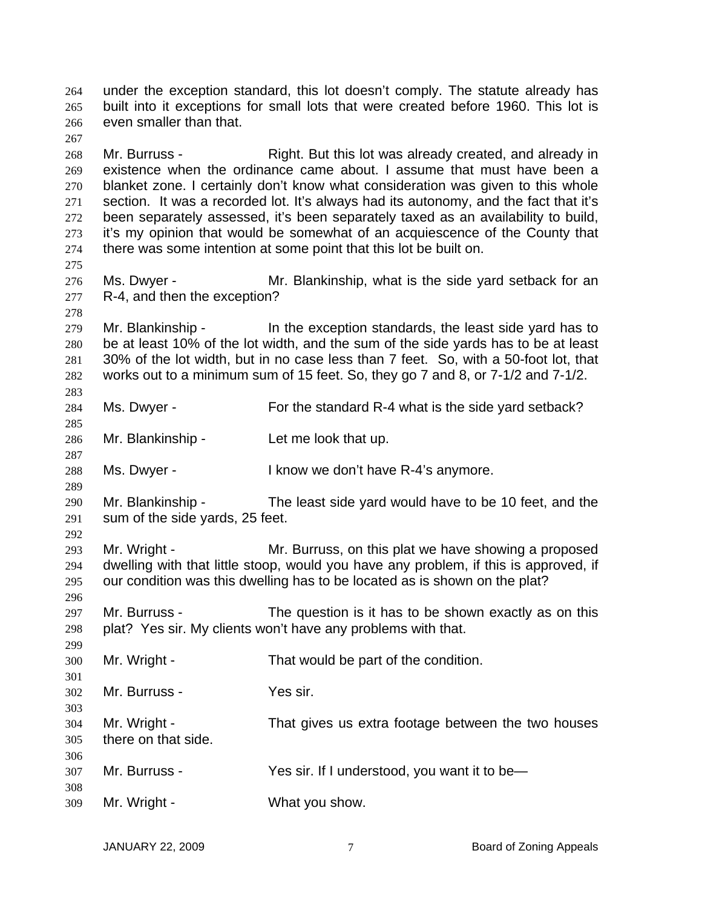under the exception standard, this lot doesn't comply. The statute already has built into it exceptions for small lots that were created before 1960. This lot is even smaller than that.

Mr. Burruss - Right. But this lot was already created, and already in existence when the ordinance came about. I assume that must have been a blanket zone. I certainly don't know what consideration was given to this whole section. It was a recorded lot. It's always had its autonomy, and the fact that it's been separately assessed, it's been separately taxed as an availability to build, it's my opinion that would be somewhat of an acquiescence of the County that there was some intention at some point that this lot be built on.

Ms. Dwyer - Mr. Blankinship, what is the side yard setback for an R-4, and then the exception?

Mr. Blankinship - In the exception standards, the least side yard has to be at least 10% of the lot width, and the sum of the side yards has to be at least 30% of the lot width, but in no case less than 7 feet. So, with a 50-foot lot, that works out to a minimum sum of 15 feet. So, they go 7 and 8, or 7-1/2 and 7-1/2.

Ms. Dwyer - For the standard R-4 what is the side yard setback?

Mr. Blankinship - Let me look that up.

Ms. Dwyer - I know we don't have R-4's anymore.

Mr. Blankinship - The least side yard would have to be 10 feet, and the sum of the side yards, 25 feet.

Mr. Wright - Mr. Burruss, on this plat we have showing a proposed dwelling with that little stoop, would you have any problem, if this is approved, if our condition was this dwelling has to be located as is shown on the plat?

Mr. Burruss - The question is it has to be shown exactly as on this plat? Yes sir. My clients won't have any problems with that.

Mr. Wright - That would be part of the condition.

Mr. Burruss - Yes sir.

Mr. Wright - That gives us extra footage between the two houses there on that side.

Mr. Burruss - Yes sir. If I understood, you want it to be—

Mr. Wright - What you show.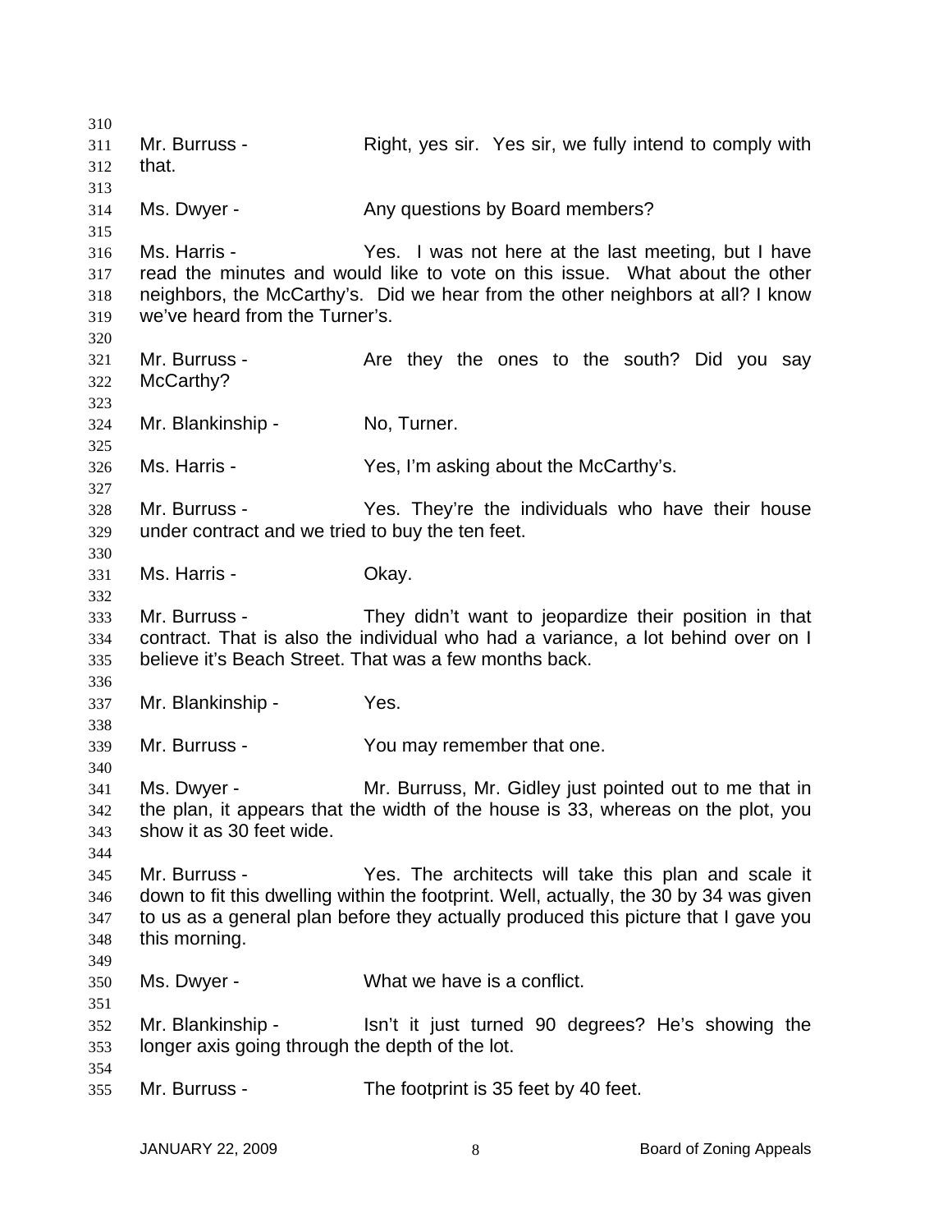Mr. Burruss - Right, yes sir. Yes sir, we fully intend to comply with that.

Ms. Dwyer - Any questions by Board members?

Ms. Harris - Yes. I was not here at the last meeting, but I have read the minutes and would like to vote on this issue. What about the other neighbors, the McCarthy's. Did we hear from the other neighbors at all? I know we've heard from the Turner's.

Mr. Burruss - Are they the ones to the south? Did you say McCarthy?

Mr. Blankinship - No, Turner.

Ms. Harris - Yes, I'm asking about the McCarthy's.

Mr. Burruss - Yes. They're the individuals who have their house under contract and we tried to buy the ten feet.

Ms. Harris - Okay.

Mr. Burruss - They didn't want to jeopardize their position in that contract. That is also the individual who had a variance, a lot behind over on I believe it's Beach Street. That was a few months back.

Mr. Blankinship - Yes.

Mr. Burruss - You may remember that one.

Ms. Dwyer - Mr. Burruss, Mr. Gidley just pointed out to me that in the plan, it appears that the width of the house is 33, whereas on the plot, you show it as 30 feet wide.

Mr. Burruss - Yes. The architects will take this plan and scale it down to fit this dwelling within the footprint. Well, actually, the 30 by 34 was given to us as a general plan before they actually produced this picture that I gave you this morning.

Ms. Dwyer - What we have is a conflict.

Mr. Blankinship - Isn't it just turned 90 degrees? He's showing the longer axis going through the depth of the lot.

Mr. Burruss - The footprint is 35 feet by 40 feet.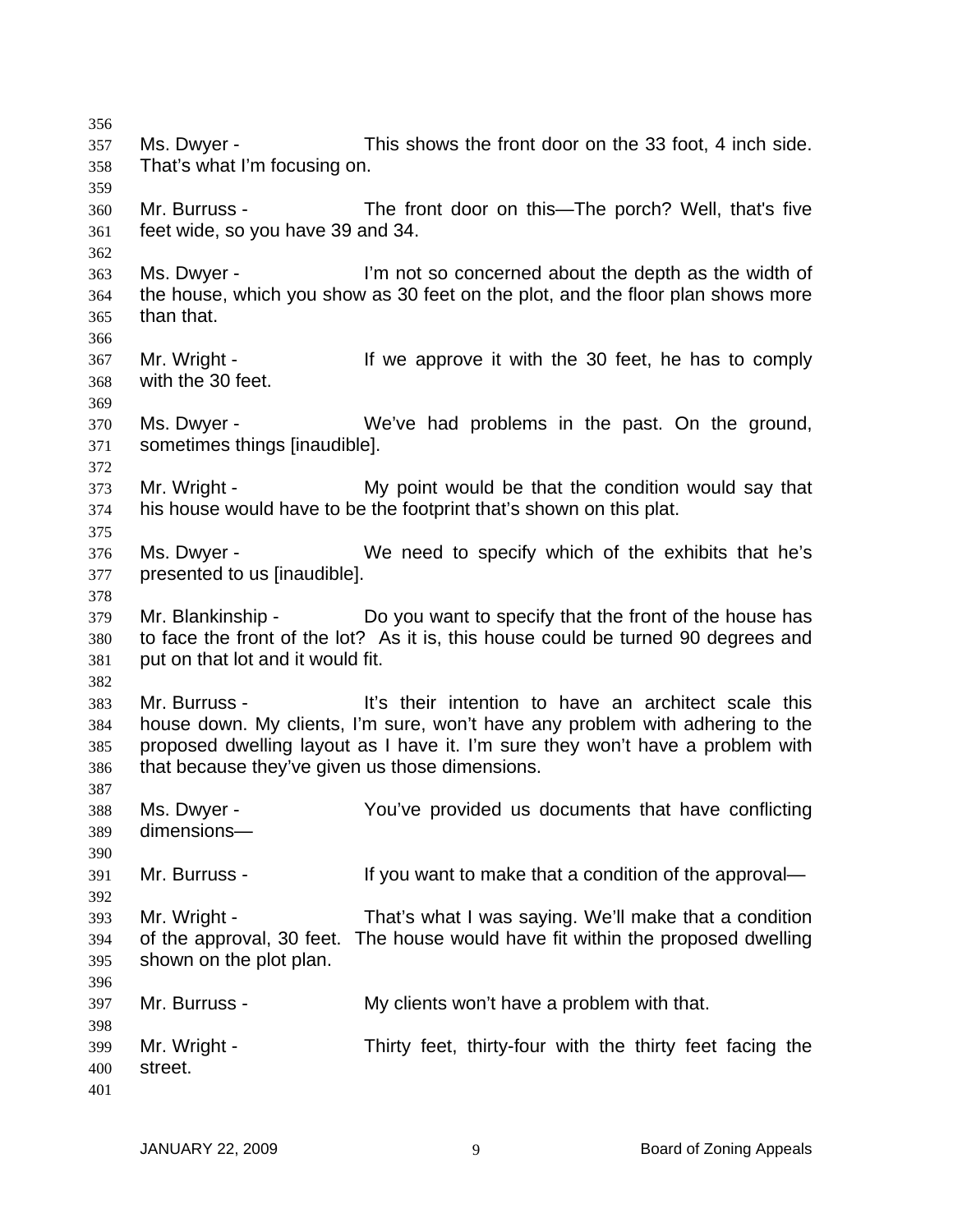Ms. Dwyer - This shows the front door on the 33 foot, 4 inch side. That's what I'm focusing on.

Mr. Burruss - The front door on this—The porch? Well, that's five feet wide, so you have 39 and 34.

Ms. Dwyer - I'm not so concerned about the depth as the width of the house, which you show as 30 feet on the plot, and the floor plan shows more than that.

Mr. Wright - If we approve it with the 30 feet, he has to comply with the 30 feet.

Ms. Dwyer - We've had problems in the past. On the ground, sometimes things [inaudible].

Mr. Wright - My point would be that the condition would say that his house would have to be the footprint that's shown on this plat.

Ms. Dwyer - We need to specify which of the exhibits that he's presented to us [inaudible].

Mr. Blankinship - Do you want to specify that the front of the house has to face the front of the lot? As it is, this house could be turned 90 degrees and put on that lot and it would fit.

Mr. Burruss - It's their intention to have an architect scale this house down. My clients, I'm sure, won't have any problem with adhering to the proposed dwelling layout as I have it. I'm sure they won't have a problem with that because they've given us those dimensions.

Ms. Dwyer - You've provided us documents that have conflicting dimensions—

Mr. Burruss - If you want to make that a condition of the approval—

Mr. Wright - That's what I was saying. We'll make that a condition of the approval, 30 feet. The house would have fit within the proposed dwelling shown on the plot plan.

Mr. Burruss - My clients won't have a problem with that.

Mr. Wright - Thirty feet, thirty-four with the thirty feet facing the street.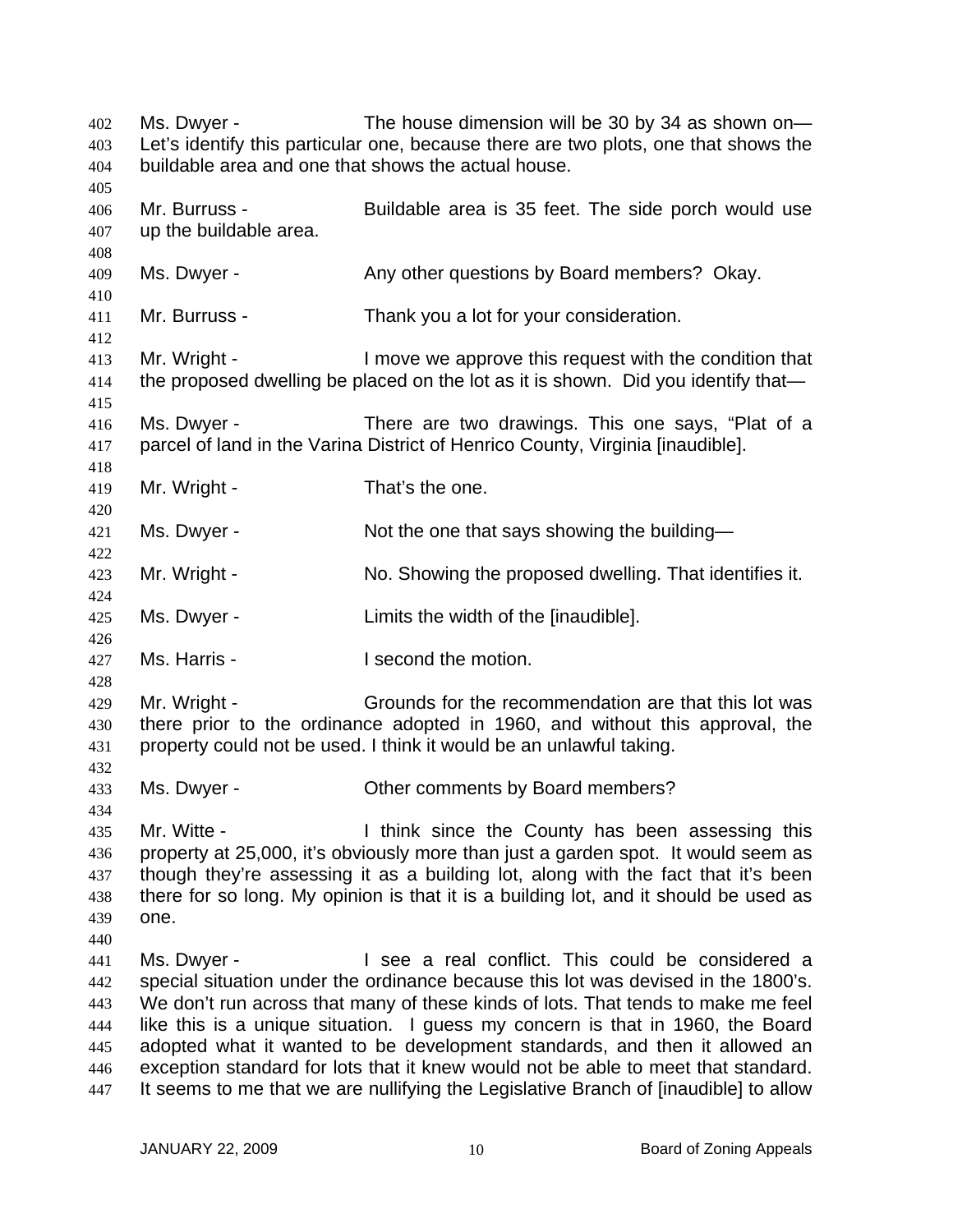Ms. Dwyer - The house dimension will be 30 by 34 as shown on—Let's identify this particular one, because there are two plots, one that shows the buildable area and one that shows the actual house.

Mr. Burruss - Buildable area is 35 feet. The side porch would use up the buildable area.

Ms. Dwyer - Any other questions by Board members? Okay.

Mr. Burruss - Thank you a lot for your consideration.

Mr. Wright - I move we approve this request with the condition that the proposed dwelling be placed on the lot as it is shown. Did you identify that—

Ms. Dwyer - There are two drawings. This one says, "Plat of a parcel of land in the Varina District of Henrico County, Virginia [inaudible].

Mr. Wright - That's the one.

Ms. Dwyer - Not the one that says showing the building—

Mr. Wright - No. Showing the proposed dwelling. That identifies it.

Ms. Dwyer - Limits the width of the [inaudible].

Ms. Harris - I second the motion.

Mr. Wright - Grounds for the recommendation are that this lot was there prior to the ordinance adopted in 1960, and without this approval, the property could not be used. I think it would be an unlawful taking.

Ms. Dwyer - Other comments by Board members?

Mr. Witte - I think since the County has been assessing this property at 25,000, it's obviously more than just a garden spot. It would seem as though they're assessing it as a building lot, along with the fact that it's been there for so long. My opinion is that it is a building lot, and it should be used as one.

Ms. Dwyer - I see a real conflict. This could be considered a special situation under the ordinance because this lot was devised in the 1800's. We don't run across that many of these kinds of lots. That tends to make me feel like this is a unique situation. I guess my concern is that in 1960, the Board adopted what it wanted to be development standards, and then it allowed an exception standard for lots that it knew would not be able to meet that standard. It seems to me that we are nullifying the Legislative Branch of [inaudible] to allow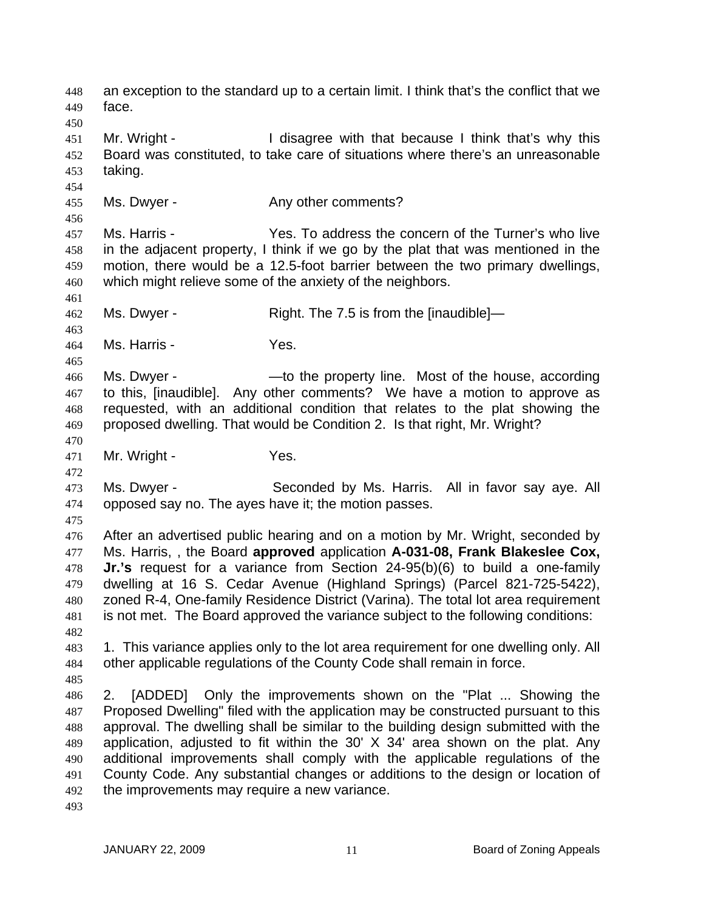an exception to the standard up to a certain limit. I think that's the conflict that we face.

Mr. Wright - I disagree with that because I think that's why this Board was constituted, to take care of situations where there's an unreasonable taking.

Ms. Dwyer - Any other comments?

Ms. Harris - Yes. To address the concern of the Turner's who live in the adjacent property, I think if we go by the plat that was mentioned in the motion, there would be a 12.5-foot barrier between the two primary dwellings, which might relieve some of the anxiety of the neighbors.

Ms. Dwyer - Right. The 7.5 is from the [inaudible]—

Ms. Harris - Yes.

Ms. Dwyer - —to the property line. Most of the house, according to this, [inaudible]. Any other comments? We have a motion to approve as requested, with an additional condition that relates to the plat showing the proposed dwelling. That would be Condition 2. Is that right, Mr. Wright?

Mr. Wright - Yes.

Ms. Dwyer - Seconded by Ms. Harris. All in favor say aye. All opposed say no. The ayes have it; the motion passes.

After an advertised public hearing and on a motion by Mr. Wright, seconded by Ms. Harris, , the Board **approved** application **A-031-08, Frank Blakeslee Cox, Jr.'s** request for a variance from Section 24-95(b)(6) to build a one-family dwelling at 16 S. Cedar Avenue (Highland Springs) (Parcel 821-725-5422), zoned R-4, One-family Residence District (Varina). The total lot area requirement is not met. The Board approved the variance subject to the following conditions:

1. This variance applies only to the lot area requirement for one dwelling only. All other applicable regulations of the County Code shall remain in force.

2. [ADDED] Only the improvements shown on the "Plat ... Showing the Proposed Dwelling" filed with the application may be constructed pursuant to this approval. The dwelling shall be similar to the building design submitted with the application, adjusted to fit within the 30' X 34' area shown on the plat. Any additional improvements shall comply with the applicable regulations of the County Code. Any substantial changes or additions to the design or location of the improvements may require a new variance.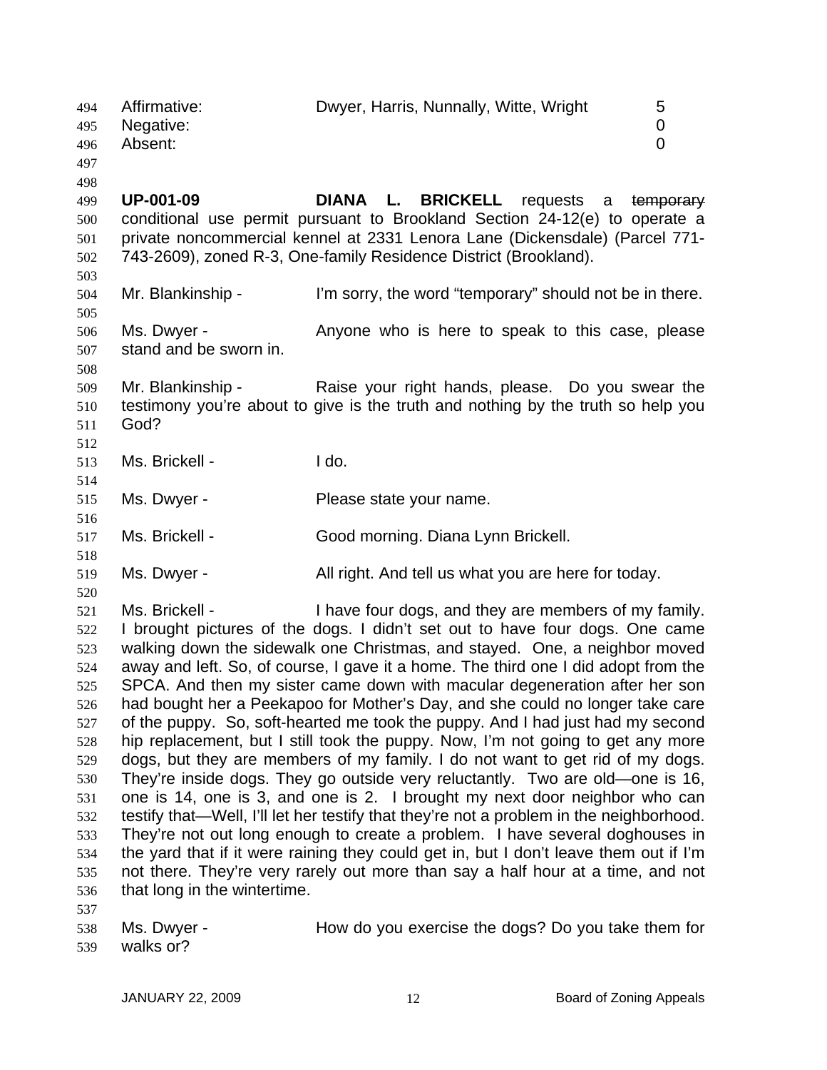| Affirmative: | Dwyer, Harris, Nunnally, Witte, Wright | 5 |
|---|---|---|
| Negative: | | 0 |
| Absent: | | 0 |

**UP-001-09** **DIANA L. BRICKELL** requests a ~~temporary~~ conditional use permit pursuant to Brookland Section 24-12(e) to operate a private noncommercial kennel at 2331 Lenora Lane (Dickensdale) (Parcel 771-743-2609), zoned R-3, One-family Residence District (Brookland).

Mr. Blankinship - I'm sorry, the word "temporary" should not be in there.

Ms. Dwyer - Anyone who is here to speak to this case, please stand and be sworn in.

Mr. Blankinship - Raise your right hands, please. Do you swear the testimony you're about to give is the truth and nothing by the truth so help you God?

Ms. Brickell - I do.

Ms. Dwyer - Please state your name.

Ms. Brickell - Good morning. Diana Lynn Brickell.

Ms. Dwyer - All right. And tell us what you are here for today.

Ms. Brickell - I have four dogs, and they are members of my family. I brought pictures of the dogs. I didn't set out to have four dogs. One came walking down the sidewalk one Christmas, and stayed. One, a neighbor moved away and left. So, of course, I gave it a home. The third one I did adopt from the SPCA. And then my sister came down with macular degeneration after her son had bought her a Peekapoo for Mother's Day, and she could no longer take care of the puppy. So, soft-hearted me took the puppy. And I had just had my second hip replacement, but I still took the puppy. Now, I'm not going to get any more dogs, but they are members of my family. I do not want to get rid of my dogs. They're inside dogs. They go outside very reluctantly. Two are old—one is 16, one is 14, one is 3, and one is 2. I brought my next door neighbor who can testify that—Well, I'll let her testify that they're not a problem in the neighborhood. They're not out long enough to create a problem. I have several doghouses in the yard that if it were raining they could get in, but I don't leave them out if I'm not there. They're very rarely out more than say a half hour at a time, and not that long in the wintertime.

Ms. Dwyer - How do you exercise the dogs? Do you take them for walks or?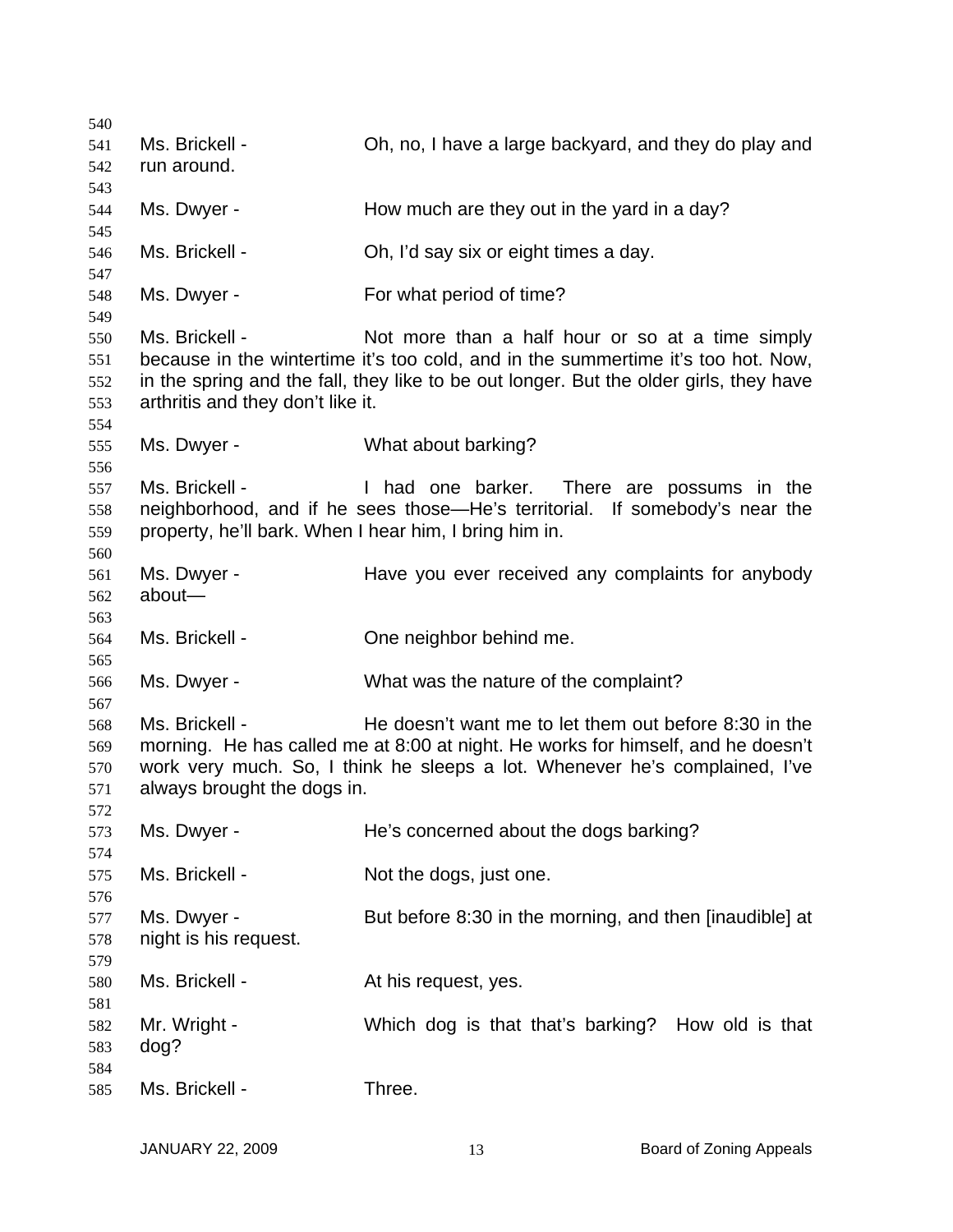Ms. Brickell - Oh, no, I have a large backyard, and they do play and run around.

Ms. Dwyer - How much are they out in the yard in a day?

Ms. Brickell - Oh, I'd say six or eight times a day.

Ms. Dwyer - For what period of time?

Ms. Brickell - Not more than a half hour or so at a time simply because in the wintertime it's too cold, and in the summertime it's too hot. Now, in the spring and the fall, they like to be out longer. But the older girls, they have arthritis and they don't like it.

Ms. Dwyer - What about barking?

Ms. Brickell - I had one barker. There are possums in the neighborhood, and if he sees those—He's territorial. If somebody's near the property, he'll bark. When I hear him, I bring him in.

Ms. Dwyer - Have you ever received any complaints for anybody about—

Ms. Brickell - One neighbor behind me.

Ms. Dwyer - What was the nature of the complaint?

Ms. Brickell - He doesn't want me to let them out before 8:30 in the morning. He has called me at 8:00 at night. He works for himself, and he doesn't work very much. So, I think he sleeps a lot. Whenever he's complained, I've always brought the dogs in.

Ms. Dwyer - He's concerned about the dogs barking?

Ms. Brickell - Not the dogs, just one.

Ms. Dwyer - But before 8:30 in the morning, and then [inaudible] at night is his request.

Ms. Brickell - At his request, yes.

Mr. Wright - Which dog is that that's barking? How old is that dog?

Ms. Brickell - Three.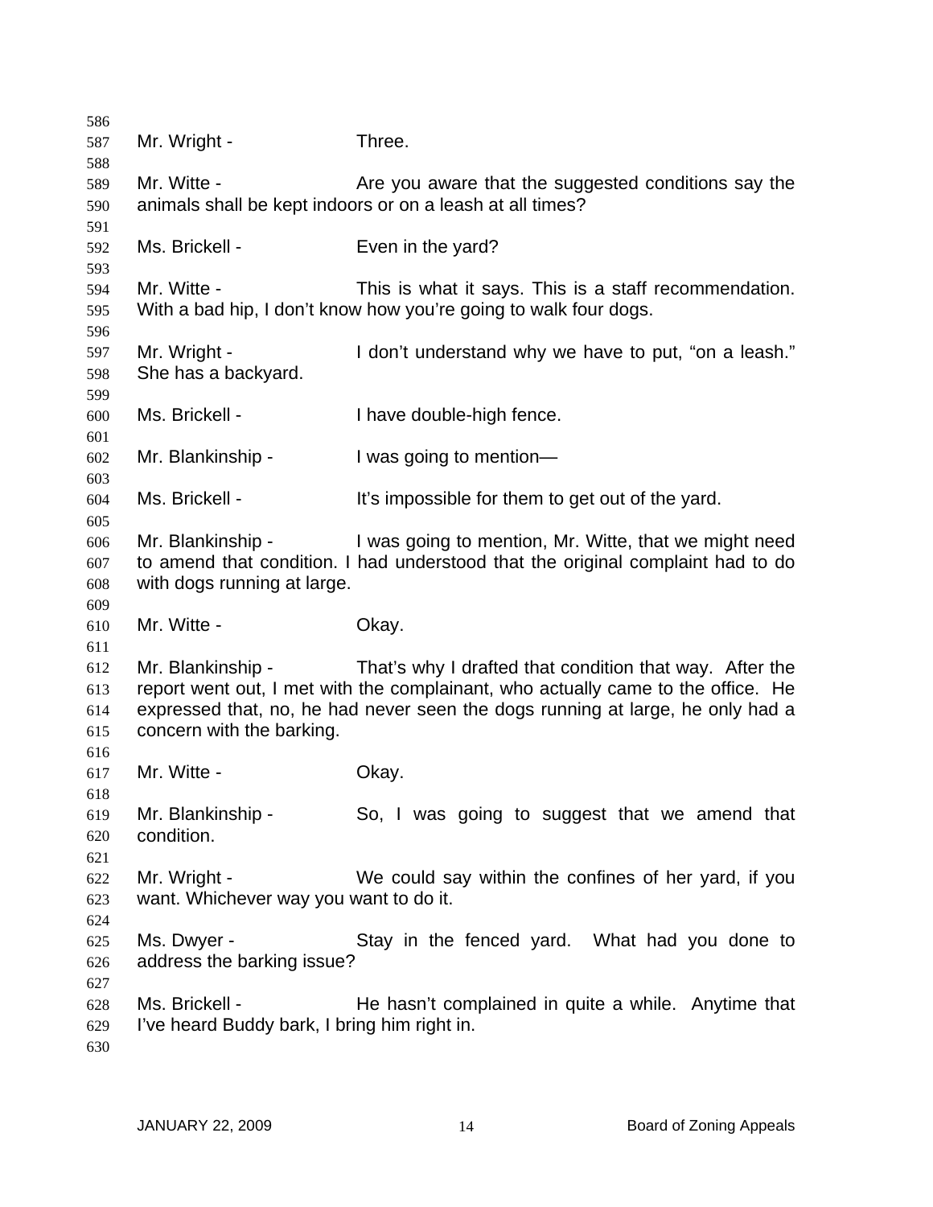Mr. Wright - Three.

Mr. Witte - Are you aware that the suggested conditions say the animals shall be kept indoors or on a leash at all times?

Ms. Brickell - Even in the yard?

Mr. Witte - This is what it says. This is a staff recommendation. With a bad hip, I don't know how you're going to walk four dogs.

Mr. Wright - I don't understand why we have to put, "on a leash." She has a backyard.

Ms. Brickell - I have double-high fence.

Mr. Blankinship - I was going to mention—

Ms. Brickell - It's impossible for them to get out of the yard.

Mr. Blankinship - I was going to mention, Mr. Witte, that we might need to amend that condition. I had understood that the original complaint had to do with dogs running at large.

Mr. Witte - Okay.

Mr. Blankinship - That's why I drafted that condition that way. After the report went out, I met with the complainant, who actually came to the office. He expressed that, no, he had never seen the dogs running at large, he only had a concern with the barking.

Mr. Witte - Okay.

Mr. Blankinship - So, I was going to suggest that we amend that condition.

Mr. Wright - We could say within the confines of her yard, if you want. Whichever way you want to do it.

Ms. Dwyer - Stay in the fenced yard. What had you done to address the barking issue?

Ms. Brickell - He hasn't complained in quite a while. Anytime that I've heard Buddy bark, I bring him right in.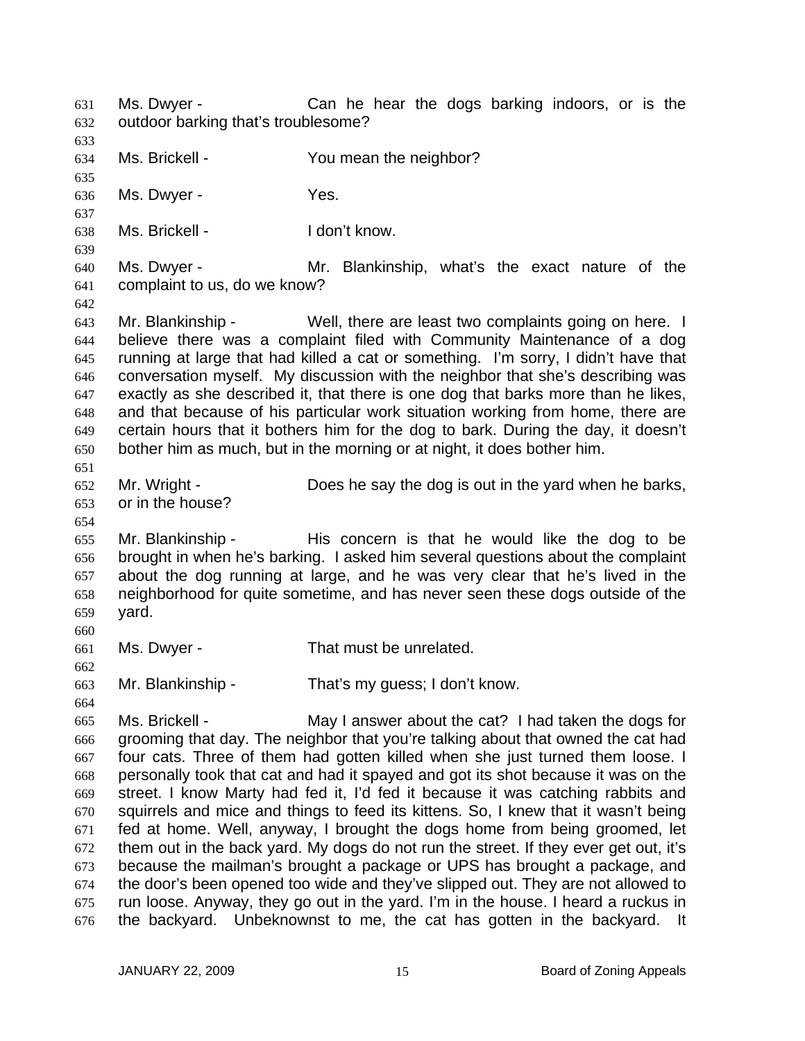Ms. Dwyer - Can he hear the dogs barking indoors, or is the outdoor barking that's troublesome?

Ms. Brickell - You mean the neighbor?

Ms. Dwyer - Yes.

Ms. Brickell - I don't know.

Ms. Dwyer - Mr. Blankinship, what's the exact nature of the complaint to us, do we know?

Mr. Blankinship - Well, there are least two complaints going on here. I believe there was a complaint filed with Community Maintenance of a dog running at large that had killed a cat or something. I'm sorry, I didn't have that conversation myself. My discussion with the neighbor that she's describing was exactly as she described it, that there is one dog that barks more than he likes, and that because of his particular work situation working from home, there are certain hours that it bothers him for the dog to bark. During the day, it doesn't bother him as much, but in the morning or at night, it does bother him.

Mr. Wright - Does he say the dog is out in the yard when he barks, or in the house?

Mr. Blankinship - His concern is that he would like the dog to be brought in when he's barking. I asked him several questions about the complaint about the dog running at large, and he was very clear that he's lived in the neighborhood for quite sometime, and has never seen these dogs outside of the yard.

Ms. Dwyer - That must be unrelated.

Mr. Blankinship - That's my guess; I don't know.

Ms. Brickell - May I answer about the cat? I had taken the dogs for grooming that day. The neighbor that you're talking about that owned the cat had four cats. Three of them had gotten killed when she just turned them loose. I personally took that cat and had it spayed and got its shot because it was on the street. I know Marty had fed it, I'd fed it because it was catching rabbits and squirrels and mice and things to feed its kittens. So, I knew that it wasn't being fed at home. Well, anyway, I brought the dogs home from being groomed, let them out in the back yard. My dogs do not run the street. If they ever get out, it's because the mailman's brought a package or UPS has brought a package, and the door's been opened too wide and they've slipped out. They are not allowed to run loose. Anyway, they go out in the yard. I'm in the house. I heard a ruckus in the backyard. Unbeknownst to me, the cat has gotten in the backyard. It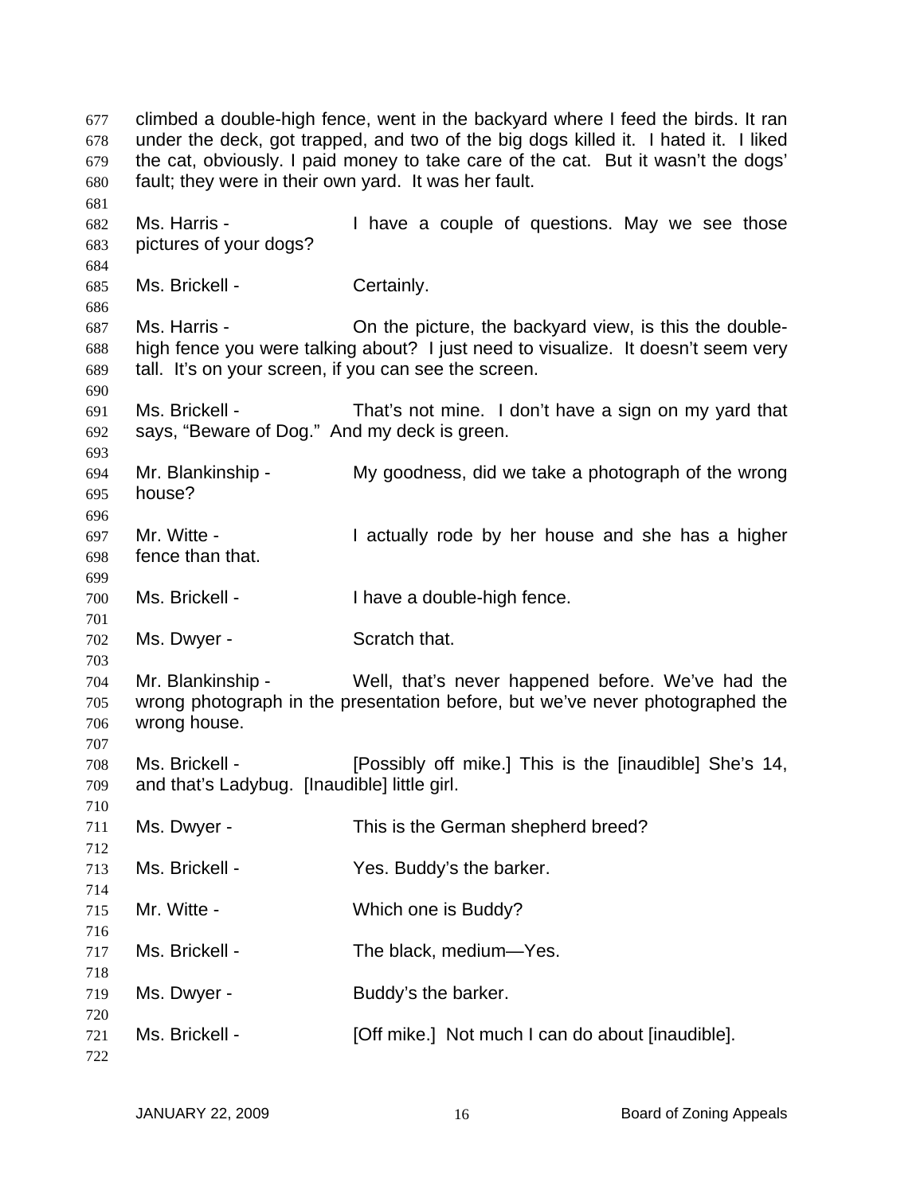climbed a double-high fence, went in the backyard where I feed the birds. It ran under the deck, got trapped, and two of the big dogs killed it. I hated it. I liked the cat, obviously. I paid money to take care of the cat. But it wasn't the dogs' fault; they were in their own yard. It was her fault.

Ms. Harris - I have a couple of questions. May we see those pictures of your dogs?

Ms. Brickell - Certainly.

Ms. Harris - On the picture, the backyard view, is this the double-high fence you were talking about? I just need to visualize. It doesn't seem very tall. It's on your screen, if you can see the screen.

Ms. Brickell - That's not mine. I don't have a sign on my yard that says, "Beware of Dog." And my deck is green.

Mr. Blankinship - My goodness, did we take a photograph of the wrong house?

Mr. Witte - I actually rode by her house and she has a higher fence than that.

Ms. Brickell - I have a double-high fence.

Ms. Dwyer - Scratch that.

Mr. Blankinship - Well, that's never happened before. We've had the wrong photograph in the presentation before, but we've never photographed the wrong house.

Ms. Brickell - [Possibly off mike.] This is the [inaudible] She's 14, and that's Ladybug. [Inaudible] little girl.

Ms. Dwyer - This is the German shepherd breed?

Ms. Brickell - Yes. Buddy's the barker.

Mr. Witte - Which one is Buddy?

Ms. Brickell - The black, medium—Yes.

Ms. Dwyer - Buddy's the barker.

Ms. Brickell - [Off mike.] Not much I can do about [inaudible].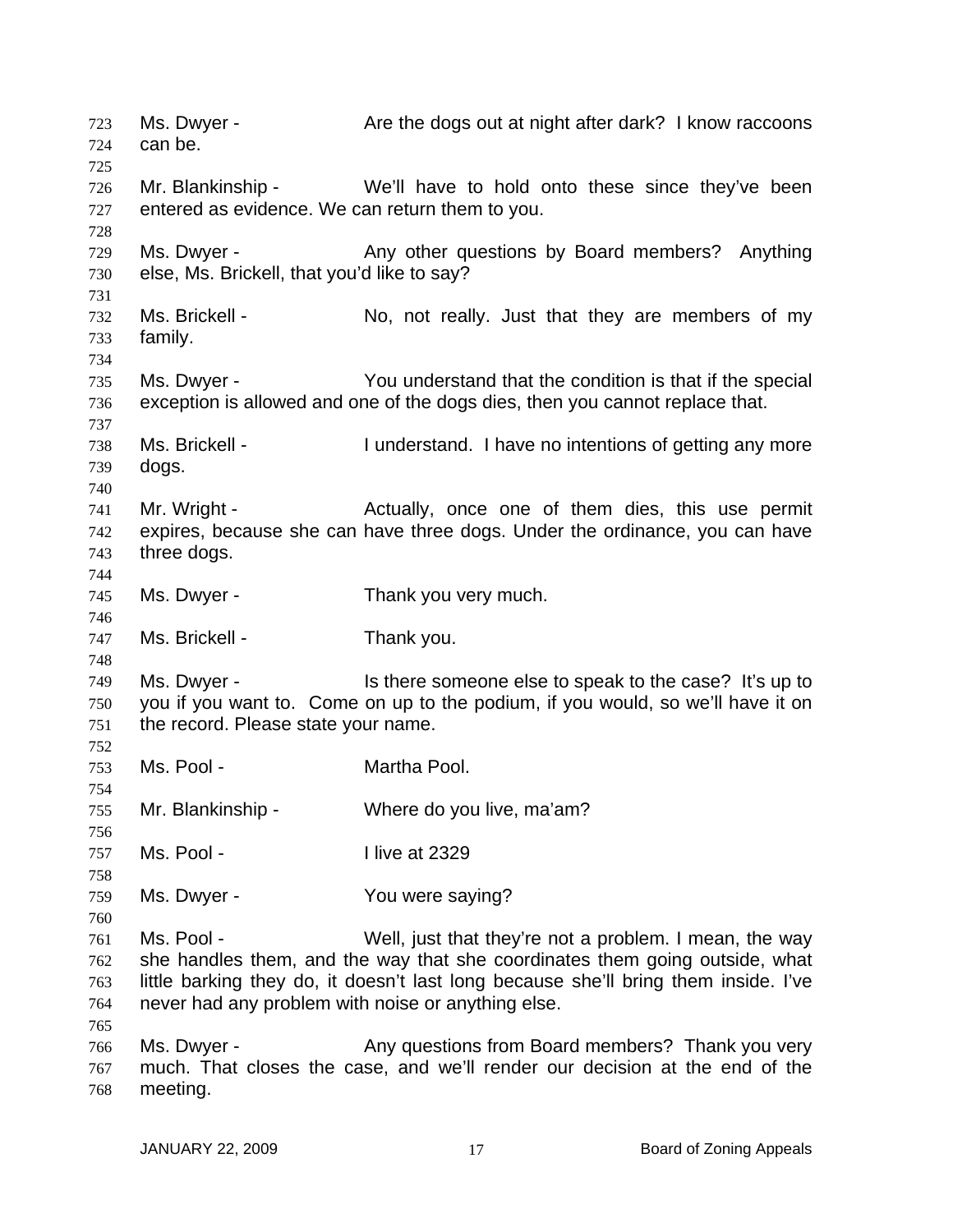723 Ms. Dwyer - Are the dogs out at night after dark? I know raccoons
724 can be.
725
726 Mr. Blankinship - We'll have to hold onto these since they've been
727 entered as evidence. We can return them to you.
728
729 Ms. Dwyer - Any other questions by Board members? Anything
730 else, Ms. Brickell, that you'd like to say?
731
732 Ms. Brickell - No, not really. Just that they are members of my
733 family.
734
735 Ms. Dwyer - You understand that the condition is that if the special
736 exception is allowed and one of the dogs dies, then you cannot replace that.
737
738 Ms. Brickell - I understand. I have no intentions of getting any more
739 dogs.
740
741 Mr. Wright - Actually, once one of them dies, this use permit
742 expires, because she can have three dogs. Under the ordinance, you can have
743 three dogs.
744
745 Ms. Dwyer - Thank you very much.
746
747 Ms. Brickell - Thank you.
748
749 Ms. Dwyer - Is there someone else to speak to the case? It's up to
750 you if you want to. Come on up to the podium, if you would, so we'll have it on
751 the record. Please state your name.
752
753 Ms. Pool - Martha Pool.
754
755 Mr. Blankinship - Where do you live, ma'am?
756
757 Ms. Pool - I live at 2329
758
759 Ms. Dwyer - You were saying?
760
761 Ms. Pool - Well, just that they're not a problem. I mean, the way
762 she handles them, and the way that she coordinates them going outside, what
763 little barking they do, it doesn't last long because she'll bring them inside. I've
764 never had any problem with noise or anything else.
765
766 Ms. Dwyer - Any questions from Board members? Thank you very
767 much. That closes the case, and we'll render our decision at the end of the
768 meeting.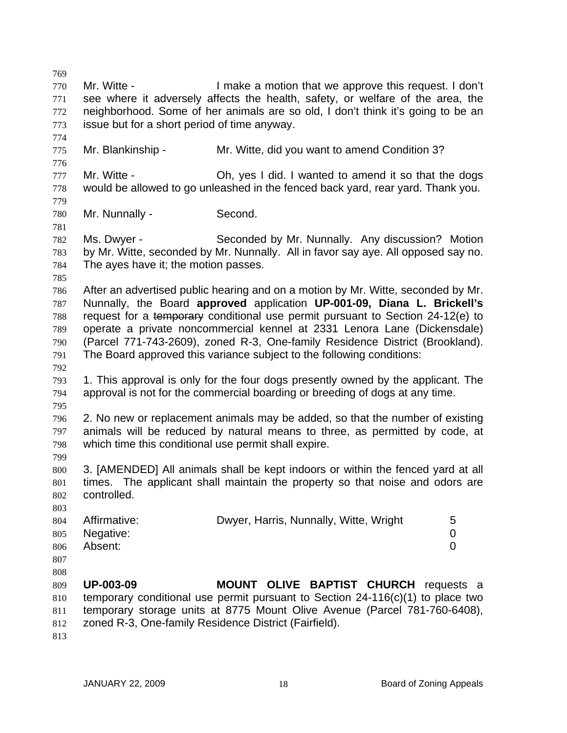Mr. Witte - I make a motion that we approve this request. I don't see where it adversely affects the health, safety, or welfare of the area, the neighborhood. Some of her animals are so old, I don't think it's going to be an issue but for a short period of time anyway.

Mr. Blankinship - Mr. Witte, did you want to amend Condition 3?

Mr. Witte - Oh, yes I did. I wanted to amend it so that the dogs would be allowed to go unleashed in the fenced back yard, rear yard. Thank you.

Mr. Nunnally - Second.

Ms. Dwyer - Seconded by Mr. Nunnally. Any discussion? Motion by Mr. Witte, seconded by Mr. Nunnally. All in favor say aye. All opposed say no. The ayes have it; the motion passes.

After an advertised public hearing and on a motion by Mr. Witte, seconded by Mr. Nunnally, the Board **approved** application **UP-001-09, Diana L. Brickell's** request for a ~~temporary~~ conditional use permit pursuant to Section 24-12(e) to operate a private noncommercial kennel at 2331 Lenora Lane (Dickensdale) (Parcel 771-743-2609), zoned R-3, One-family Residence District (Brookland). The Board approved this variance subject to the following conditions:

1. This approval is only for the four dogs presently owned by the applicant. The approval is not for the commercial boarding or breeding of dogs at any time.

2. No new or replacement animals may be added, so that the number of existing animals will be reduced by natural means to three, as permitted by code, at which time this conditional use permit shall expire.

3. [AMENDED] All animals shall be kept indoors or within the fenced yard at all times. The applicant shall maintain the property so that noise and odors are controlled.

| | | |
|---|---|---|
| Affirmative: | Dwyer, Harris, Nunnally, Witte, Wright | 5 |
| Negative: | | 0 |
| Absent: | | 0 |

**UP-003-09** **MOUNT OLIVE BAPTIST CHURCH** requests a temporary conditional use permit pursuant to Section 24-116(c)(1) to place two temporary storage units at 8775 Mount Olive Avenue (Parcel 781-760-6408), zoned R-3, One-family Residence District (Fairfield).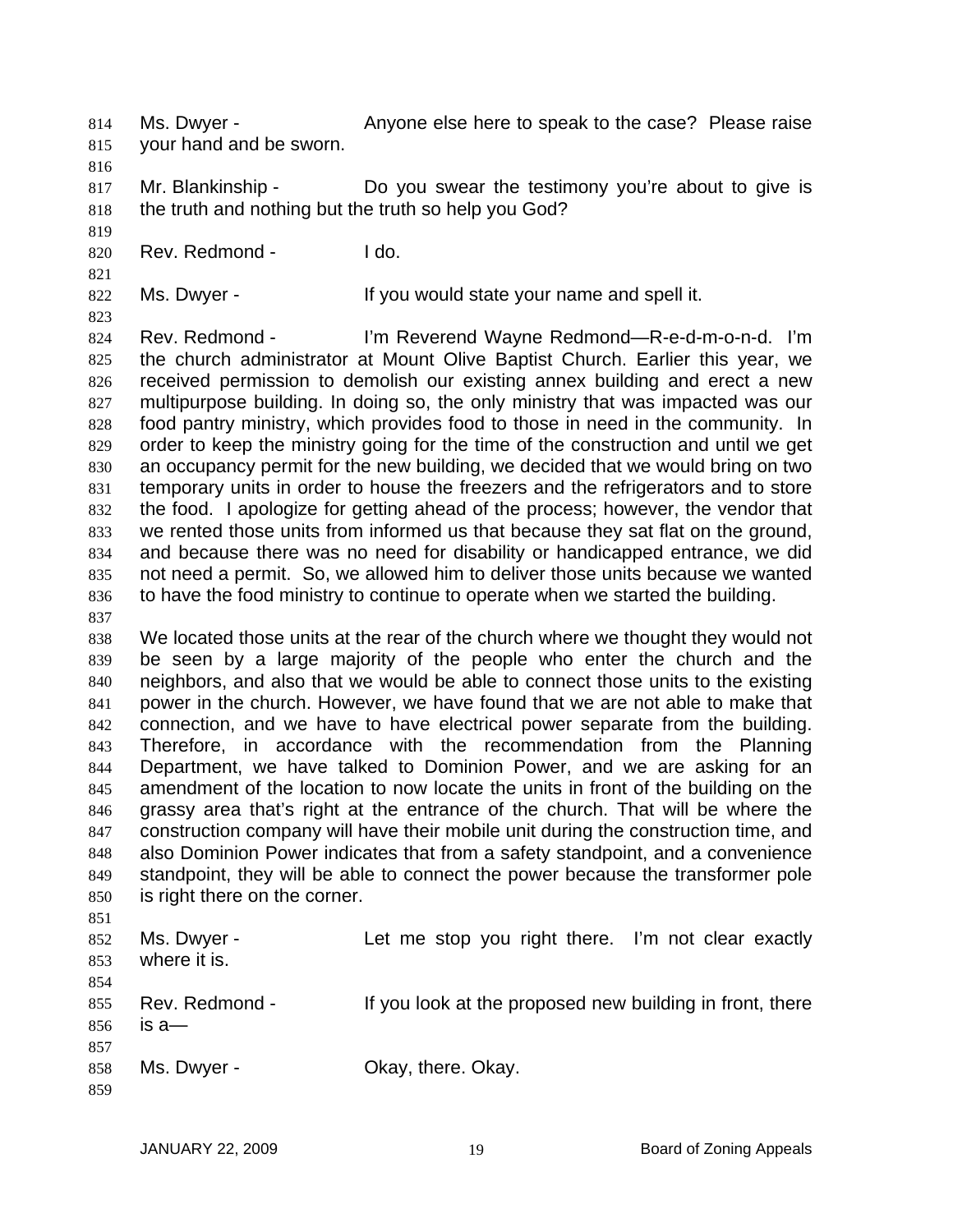814 Ms. Dwyer - Anyone else here to speak to the case? Please raise
815 your hand and be sworn.
816
817 Mr. Blankinship - Do you swear the testimony you're about to give is
818 the truth and nothing but the truth so help you God?
819
820 Rev. Redmond - I do.
821
822 Ms. Dwyer - If you would state your name and spell it.
823
824 Rev. Redmond - I'm Reverend Wayne Redmond—R-e-d-m-o-n-d. I'm
825 the church administrator at Mount Olive Baptist Church. Earlier this year, we
826 received permission to demolish our existing annex building and erect a new
827 multipurpose building. In doing so, the only ministry that was impacted was our
828 food pantry ministry, which provides food to those in need in the community. In
829 order to keep the ministry going for the time of the construction and until we get
830 an occupancy permit for the new building, we decided that we would bring on two
831 temporary units in order to house the freezers and the refrigerators and to store
832 the food. I apologize for getting ahead of the process; however, the vendor that
833 we rented those units from informed us that because they sat flat on the ground,
834 and because there was no need for disability or handicapped entrance, we did
835 not need a permit. So, we allowed him to deliver those units because we wanted
836 to have the food ministry to continue to operate when we started the building.
837
838 We located those units at the rear of the church where we thought they would not
839 be seen by a large majority of the people who enter the church and the
840 neighbors, and also that we would be able to connect those units to the existing
841 power in the church. However, we have found that we are not able to make that
842 connection, and we have to have electrical power separate from the building.
843 Therefore, in accordance with the recommendation from the Planning
844 Department, we have talked to Dominion Power, and we are asking for an
845 amendment of the location to now locate the units in front of the building on the
846 grassy area that's right at the entrance of the church. That will be where the
847 construction company will have their mobile unit during the construction time, and
848 also Dominion Power indicates that from a safety standpoint, and a convenience
849 standpoint, they will be able to connect the power because the transformer pole
850 is right there on the corner.
851
852 Ms. Dwyer - Let me stop you right there. I'm not clear exactly
853 where it is.
854
855 Rev. Redmond - If you look at the proposed new building in front, there
856 is a—
857
858 Ms. Dwyer - Okay, there. Okay.
859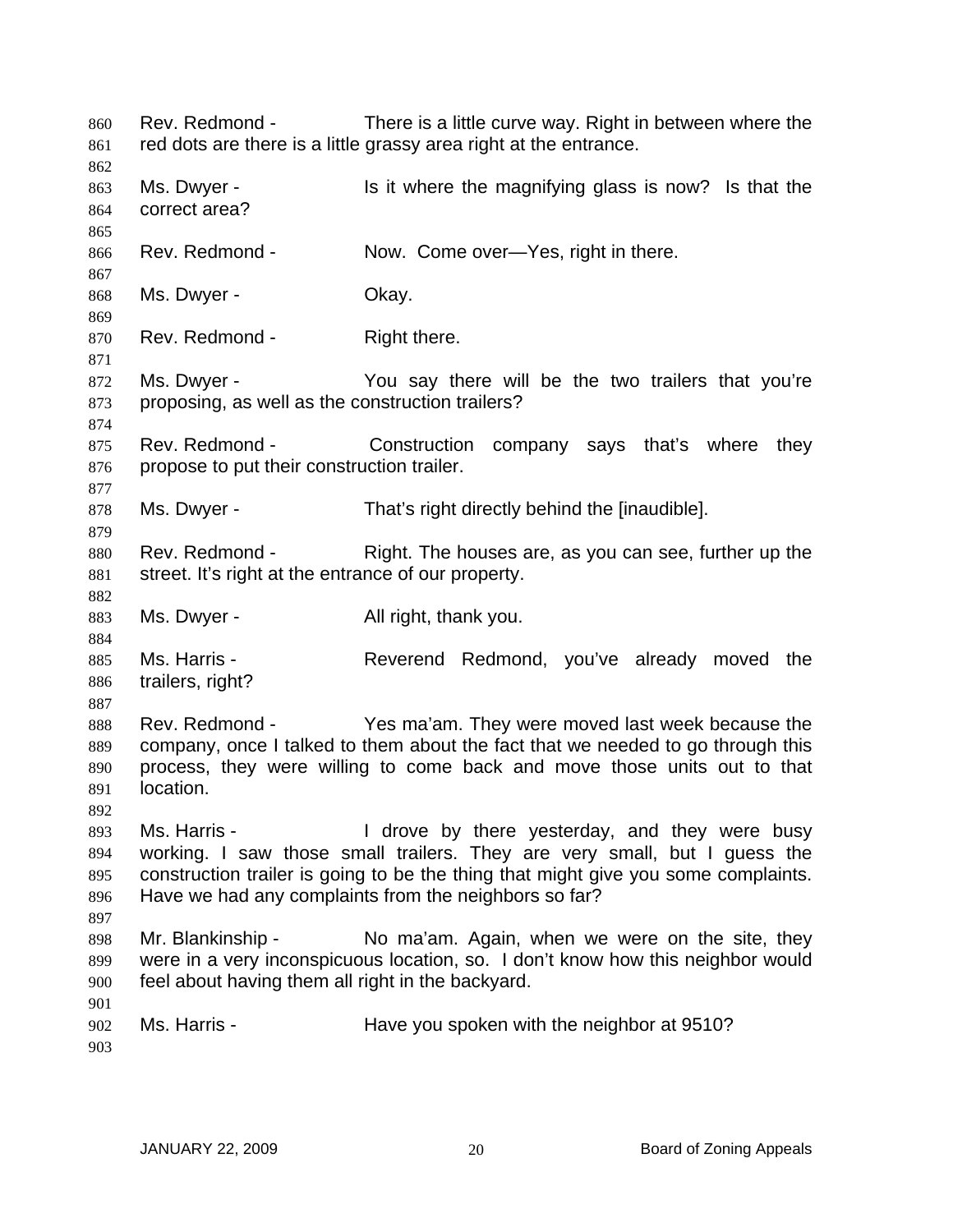860 Rev. Redmond - There is a little curve way. Right in between where the
861 red dots are there is a little grassy area right at the entrance.
862
863 Ms. Dwyer - Is it where the magnifying glass is now? Is that the
864 correct area?
865
866 Rev. Redmond - Now. Come over—Yes, right in there.
867
868 Ms. Dwyer - Okay.
869
870 Rev. Redmond - Right there.
871
872 Ms. Dwyer - You say there will be the two trailers that you're
873 proposing, as well as the construction trailers?
874
875 Rev. Redmond - Construction company says that's where they
876 propose to put their construction trailer.
877
878 Ms. Dwyer - That's right directly behind the [inaudible].
879
880 Rev. Redmond - Right. The houses are, as you can see, further up the
881 street. It's right at the entrance of our property.
882
883 Ms. Dwyer - All right, thank you.
884
885 Ms. Harris - Reverend Redmond, you've already moved the
886 trailers, right?
887
888 Rev. Redmond - Yes ma'am. They were moved last week because the
889 company, once I talked to them about the fact that we needed to go through this
890 process, they were willing to come back and move those units out to that
891 location.
892
893 Ms. Harris - I drove by there yesterday, and they were busy
894 working. I saw those small trailers. They are very small, but I guess the
895 construction trailer is going to be the thing that might give you some complaints.
896 Have we had any complaints from the neighbors so far?
897
898 Mr. Blankinship - No ma'am. Again, when we were on the site, they
899 were in a very inconspicuous location, so. I don't know how this neighbor would
900 feel about having them all right in the backyard.
901
902 Ms. Harris - Have you spoken with the neighbor at 9510?
903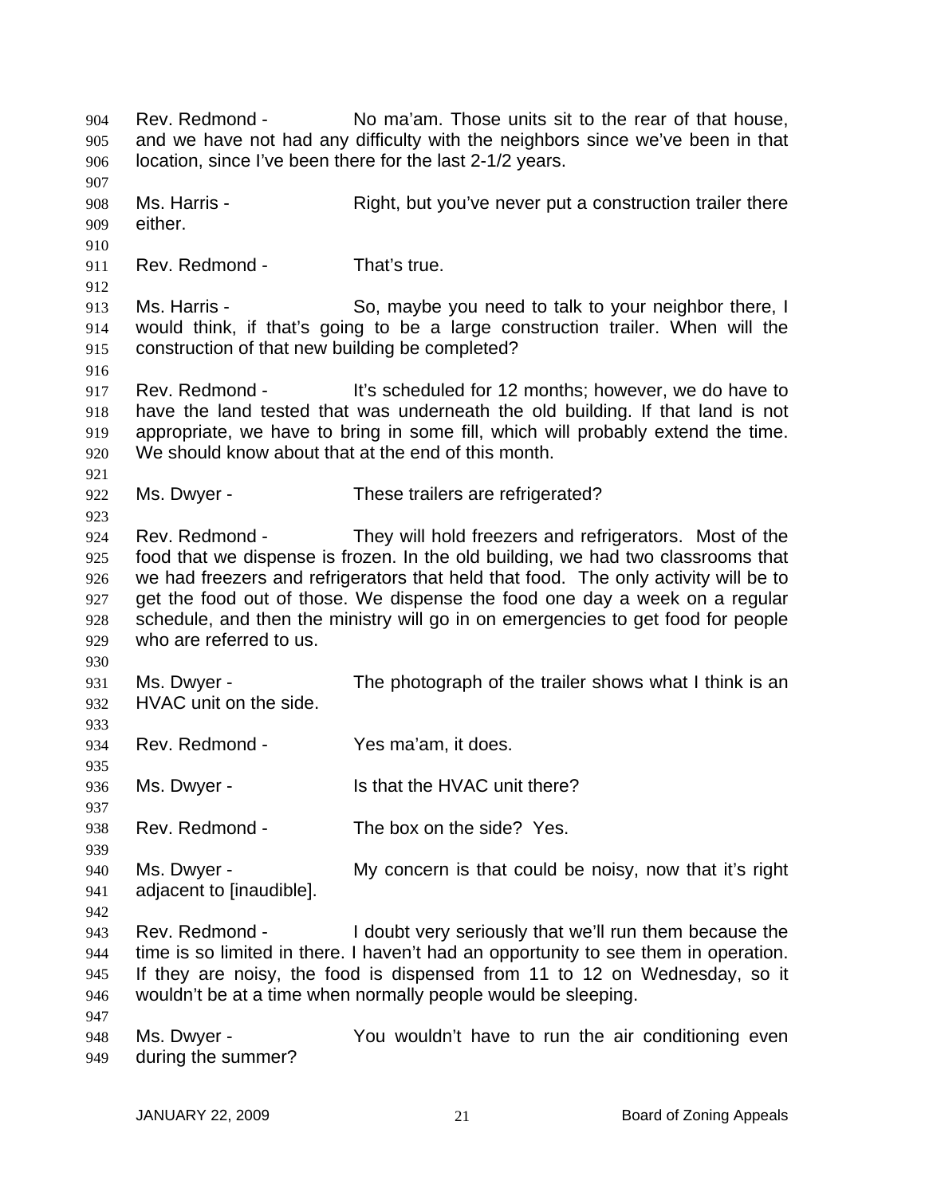Rev. Redmond - No ma'am. Those units sit to the rear of that house, and we have not had any difficulty with the neighbors since we've been in that location, since I've been there for the last 2-1/2 years.

Ms. Harris - Right, but you've never put a construction trailer there either.

Rev. Redmond - That's true.

Ms. Harris - So, maybe you need to talk to your neighbor there, I would think, if that's going to be a large construction trailer. When will the construction of that new building be completed?

Rev. Redmond - It's scheduled for 12 months; however, we do have to have the land tested that was underneath the old building. If that land is not appropriate, we have to bring in some fill, which will probably extend the time. We should know about that at the end of this month.

Ms. Dwyer - These trailers are refrigerated?

Rev. Redmond - They will hold freezers and refrigerators. Most of the food that we dispense is frozen. In the old building, we had two classrooms that we had freezers and refrigerators that held that food. The only activity will be to get the food out of those. We dispense the food one day a week on a regular schedule, and then the ministry will go in on emergencies to get food for people who are referred to us.

Ms. Dwyer - The photograph of the trailer shows what I think is an HVAC unit on the side.

Rev. Redmond - Yes ma'am, it does.

Ms. Dwyer - Is that the HVAC unit there?

Rev. Redmond - The box on the side? Yes.

Ms. Dwyer - My concern is that could be noisy, now that it's right adjacent to [inaudible].

Rev. Redmond - I doubt very seriously that we'll run them because the time is so limited in there. I haven't had an opportunity to see them in operation. If they are noisy, the food is dispensed from 11 to 12 on Wednesday, so it wouldn't be at a time when normally people would be sleeping.

Ms. Dwyer - You wouldn't have to run the air conditioning even during the summer?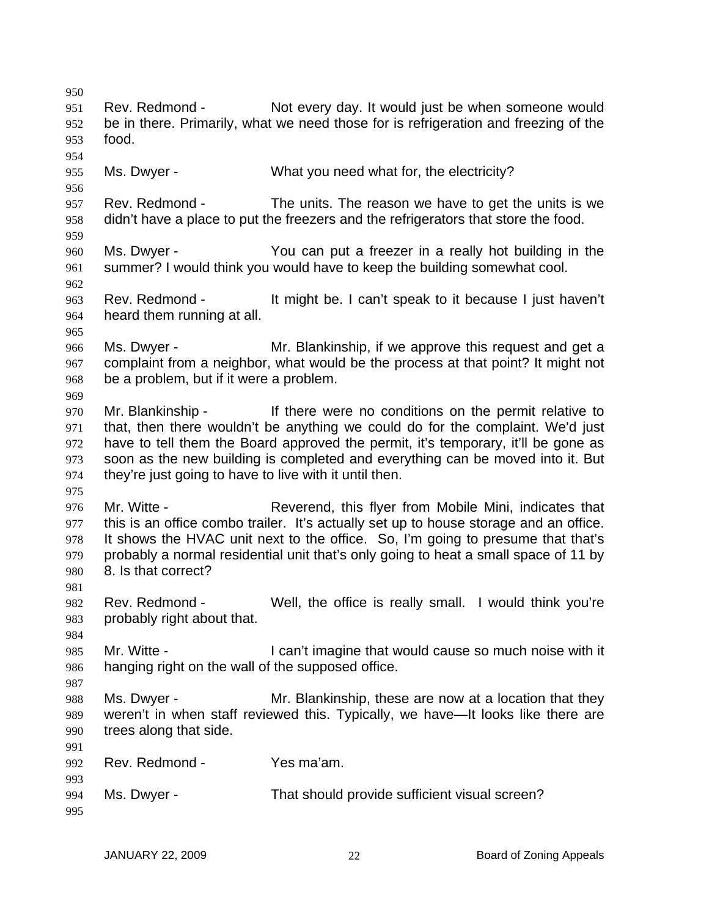Rev. Redmond - Not every day. It would just be when someone would be in there. Primarily, what we need those for is refrigeration and freezing of the food.

Ms. Dwyer - What you need what for, the electricity?

Rev. Redmond - The units. The reason we have to get the units is we didn't have a place to put the freezers and the refrigerators that store the food.

Ms. Dwyer - You can put a freezer in a really hot building in the summer? I would think you would have to keep the building somewhat cool.

Rev. Redmond - It might be. I can't speak to it because I just haven't heard them running at all.

Ms. Dwyer - Mr. Blankinship, if we approve this request and get a complaint from a neighbor, what would be the process at that point? It might not be a problem, but if it were a problem.

Mr. Blankinship - If there were no conditions on the permit relative to that, then there wouldn't be anything we could do for the complaint. We'd just have to tell them the Board approved the permit, it's temporary, it'll be gone as soon as the new building is completed and everything can be moved into it. But they're just going to have to live with it until then.

Mr. Witte - Reverend, this flyer from Mobile Mini, indicates that this is an office combo trailer. It's actually set up to house storage and an office. It shows the HVAC unit next to the office. So, I'm going to presume that that's probably a normal residential unit that's only going to heat a small space of 11 by 8. Is that correct?

Rev. Redmond - Well, the office is really small. I would think you're probably right about that.

Mr. Witte - I can't imagine that would cause so much noise with it hanging right on the wall of the supposed office.

Ms. Dwyer - Mr. Blankinship, these are now at a location that they weren't in when staff reviewed this. Typically, we have—It looks like there are trees along that side.

Rev. Redmond - Yes ma'am.

Ms. Dwyer - That should provide sufficient visual screen?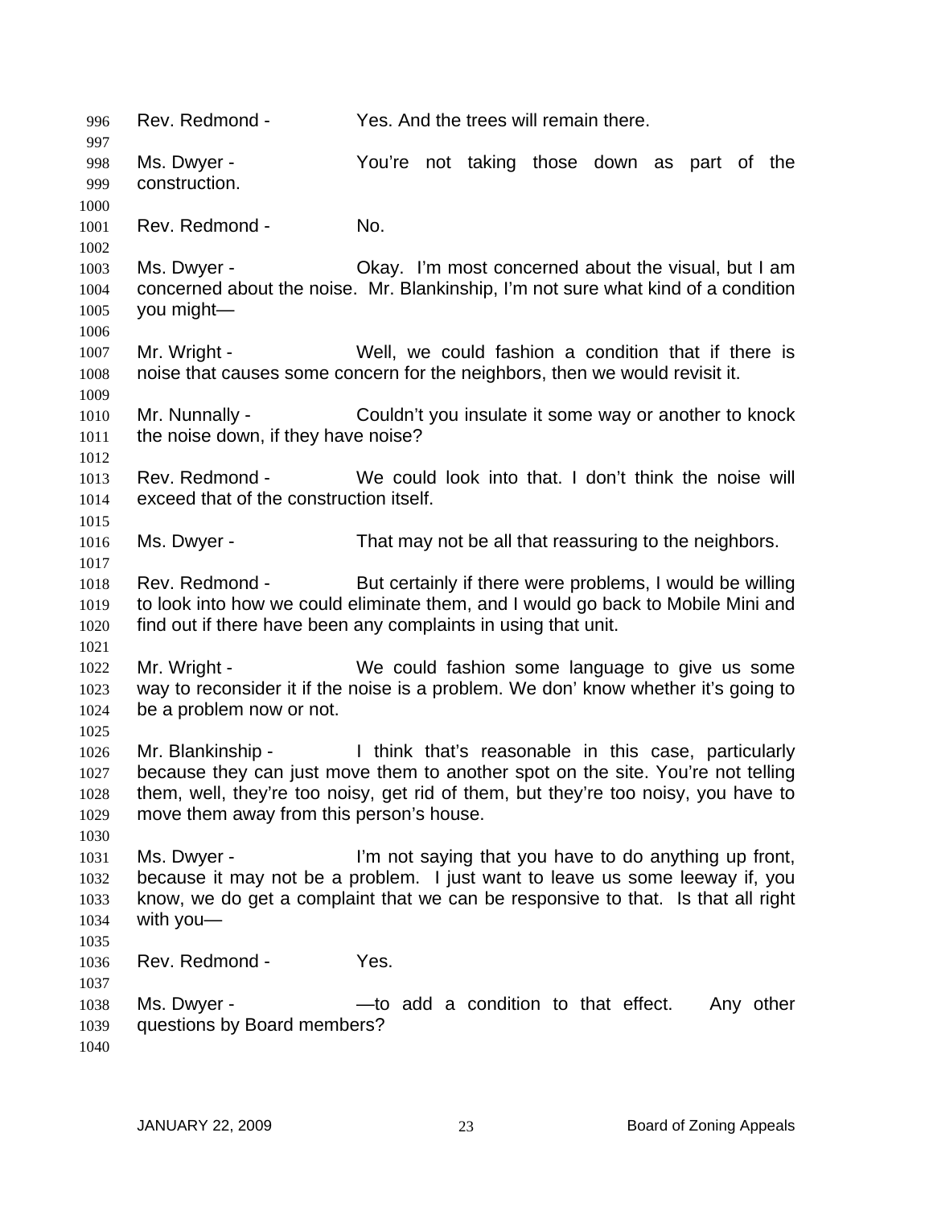996 Rev. Redmond - Yes. And the trees will remain there.

998 Ms. Dwyer - You're not taking those down as part of the
999 construction.

1001 Rev. Redmond - No.

1003 Ms. Dwyer - Okay. I'm most concerned about the visual, but I am
1004 concerned about the noise. Mr. Blankinship, I'm not sure what kind of a condition
1005 you might—

1007 Mr. Wright - Well, we could fashion a condition that if there is
1008 noise that causes some concern for the neighbors, then we would revisit it.

1010 Mr. Nunnally - Couldn't you insulate it some way or another to knock
1011 the noise down, if they have noise?

1013 Rev. Redmond - We could look into that. I don't think the noise will
1014 exceed that of the construction itself.

1016 Ms. Dwyer - That may not be all that reassuring to the neighbors.

1018 Rev. Redmond - But certainly if there were problems, I would be willing
1019 to look into how we could eliminate them, and I would go back to Mobile Mini and
1020 find out if there have been any complaints in using that unit.

1022 Mr. Wright - We could fashion some language to give us some
1023 way to reconsider it if the noise is a problem. We don' know whether it's going to
1024 be a problem now or not.

1026 Mr. Blankinship - I think that's reasonable in this case, particularly
1027 because they can just move them to another spot on the site. You're not telling
1028 them, well, they're too noisy, get rid of them, but they're too noisy, you have to
1029 move them away from this person's house.

1031 Ms. Dwyer - I'm not saying that you have to do anything up front,
1032 because it may not be a problem. I just want to leave us some leeway if, you
1033 know, we do get a complaint that we can be responsive to that. Is that all right
1034 with you—

1036 Rev. Redmond - Yes.

1038 Ms. Dwyer - —to add a condition to that effect. Any other
1039 questions by Board members?

1040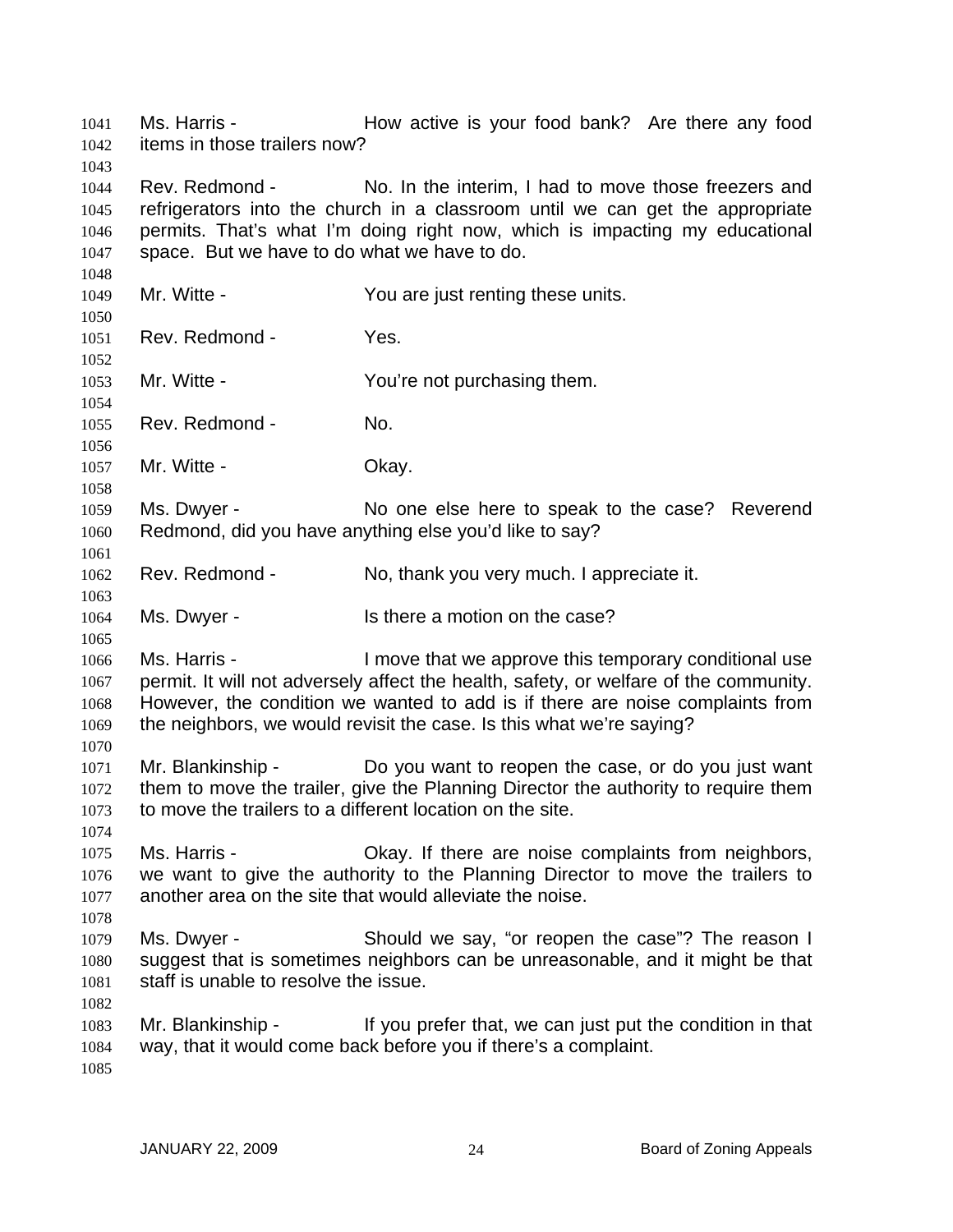Ms. Harris - How active is your food bank? Are there any food items in those trailers now?

Rev. Redmond - No. In the interim, I had to move those freezers and refrigerators into the church in a classroom until we can get the appropriate permits. That's what I'm doing right now, which is impacting my educational space. But we have to do what we have to do.

Mr. Witte - You are just renting these units.

Rev. Redmond - Yes.

Mr. Witte - You're not purchasing them.

Rev. Redmond - No.

Mr. Witte - Okay.

Ms. Dwyer - No one else here to speak to the case? Reverend Redmond, did you have anything else you'd like to say?

Rev. Redmond - No, thank you very much. I appreciate it.

Ms. Dwyer - Is there a motion on the case?

Ms. Harris - I move that we approve this temporary conditional use permit. It will not adversely affect the health, safety, or welfare of the community. However, the condition we wanted to add is if there are noise complaints from the neighbors, we would revisit the case. Is this what we're saying?

Mr. Blankinship - Do you want to reopen the case, or do you just want them to move the trailer, give the Planning Director the authority to require them to move the trailers to a different location on the site.

Ms. Harris - Okay. If there are noise complaints from neighbors, we want to give the authority to the Planning Director to move the trailers to another area on the site that would alleviate the noise.

Ms. Dwyer - Should we say, "or reopen the case"? The reason I suggest that is sometimes neighbors can be unreasonable, and it might be that staff is unable to resolve the issue.

Mr. Blankinship - If you prefer that, we can just put the condition in that way, that it would come back before you if there's a complaint.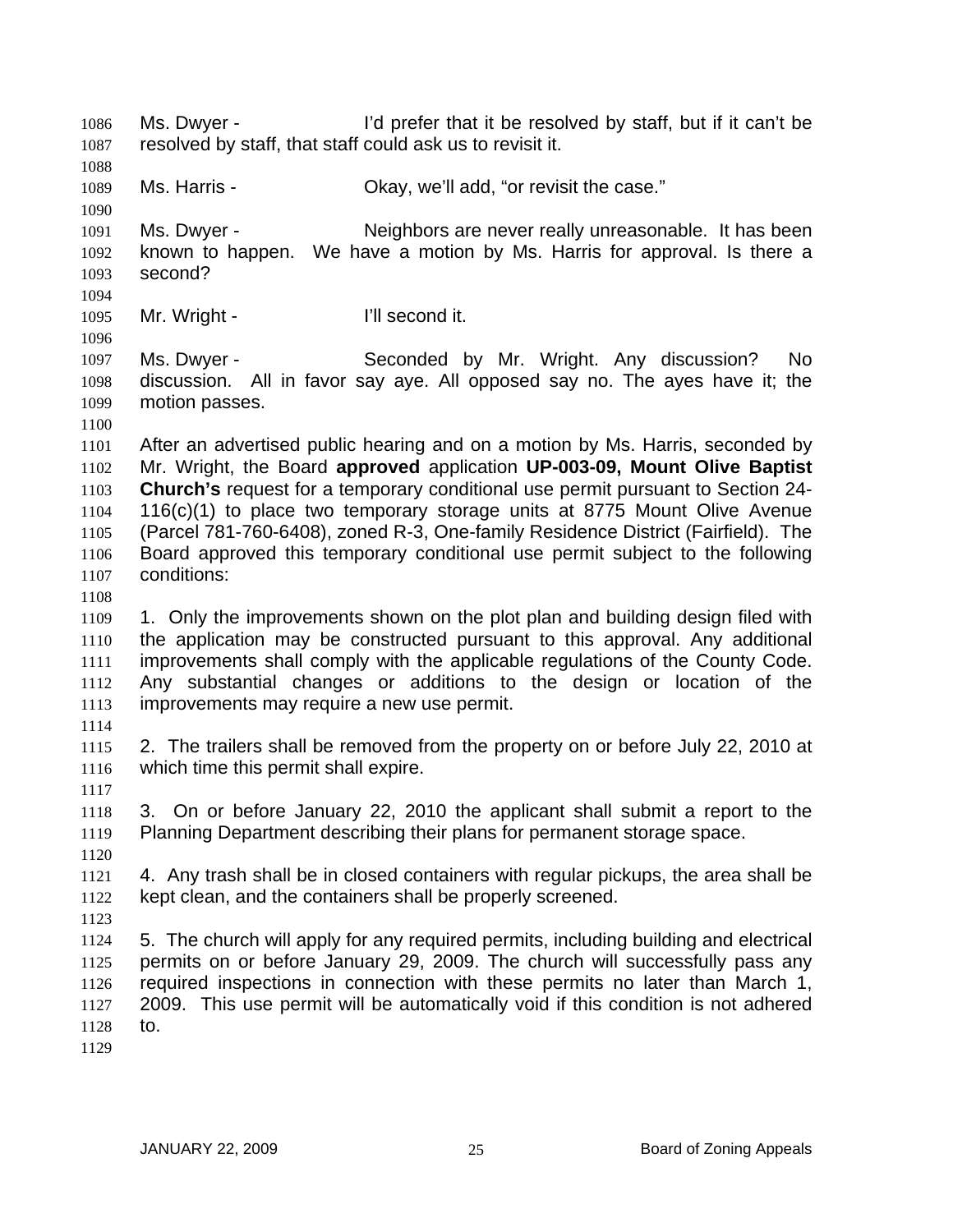Ms. Dwyer - I'd prefer that it be resolved by staff, but if it can't be resolved by staff, that staff could ask us to revisit it.

Ms. Harris - Okay, we'll add, "or revisit the case."

Ms. Dwyer - Neighbors are never really unreasonable. It has been known to happen. We have a motion by Ms. Harris for approval. Is there a second?

Mr. Wright - I'll second it.

Ms. Dwyer - Seconded by Mr. Wright. Any discussion? No discussion. All in favor say aye. All opposed say no. The ayes have it; the motion passes.

After an advertised public hearing and on a motion by Ms. Harris, seconded by Mr. Wright, the Board **approved** application **UP-003-09, Mount Olive Baptist Church's** request for a temporary conditional use permit pursuant to Section 24-116(c)(1) to place two temporary storage units at 8775 Mount Olive Avenue (Parcel 781-760-6408), zoned R-3, One-family Residence District (Fairfield). The Board approved this temporary conditional use permit subject to the following conditions:

1. Only the improvements shown on the plot plan and building design filed with the application may be constructed pursuant to this approval. Any additional improvements shall comply with the applicable regulations of the County Code. Any substantial changes or additions to the design or location of the improvements may require a new use permit.

2. The trailers shall be removed from the property on or before July 22, 2010 at which time this permit shall expire.

3. On or before January 22, 2010 the applicant shall submit a report to the Planning Department describing their plans for permanent storage space.

4. Any trash shall be in closed containers with regular pickups, the area shall be kept clean, and the containers shall be properly screened.

5. The church will apply for any required permits, including building and electrical permits on or before January 29, 2009. The church will successfully pass any required inspections in connection with these permits no later than March 1, 2009. This use permit will be automatically void if this condition is not adhered to.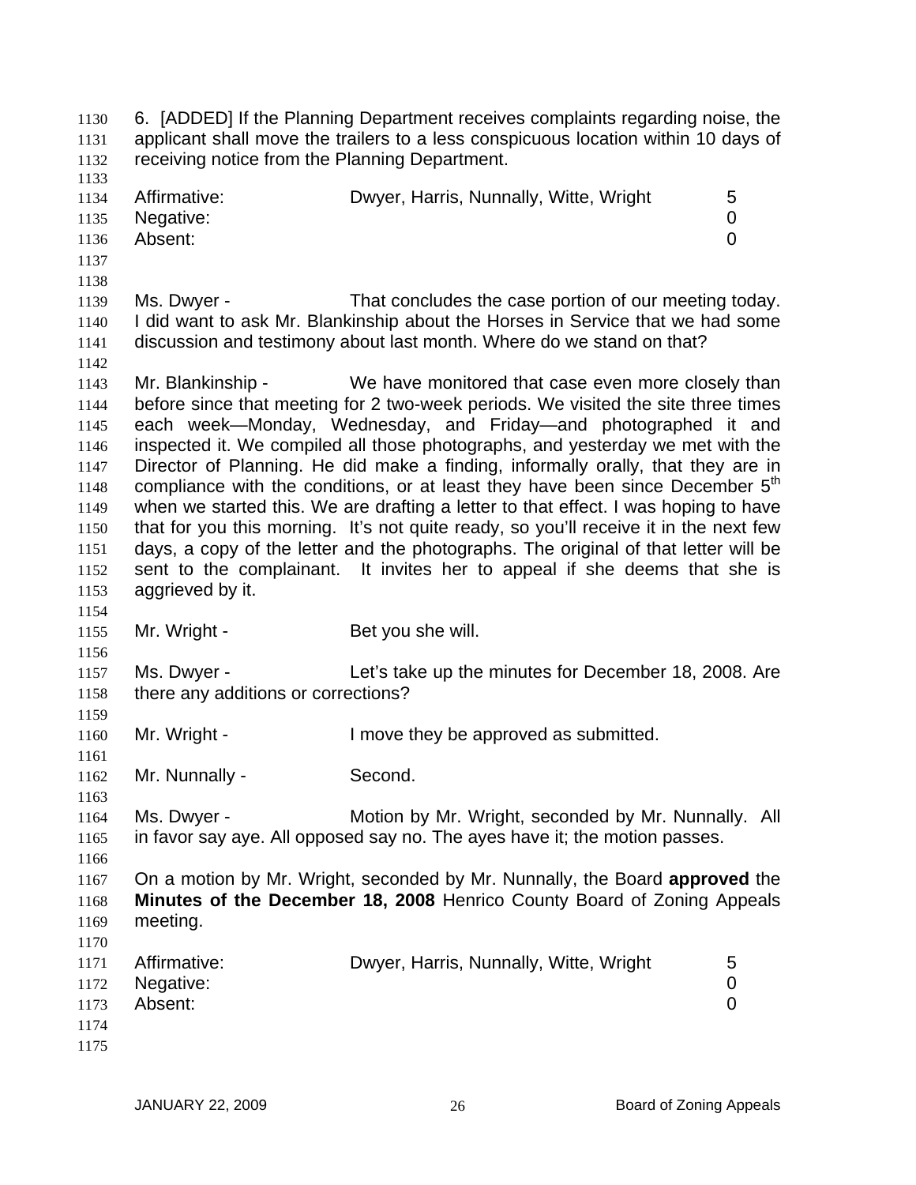6. [ADDED] If the Planning Department receives complaints regarding noise, the applicant shall move the trailers to a less conspicuous location within 10 days of receiving notice from the Planning Department.

| | | |
|---|---|---|
| Affirmative: | Dwyer, Harris, Nunnally, Witte, Wright | 5 |
| Negative: | | 0 |
| Absent: | | 0 |

Ms. Dwyer - That concludes the case portion of our meeting today. I did want to ask Mr. Blankinship about the Horses in Service that we had some discussion and testimony about last month. Where do we stand on that?

Mr. Blankinship - We have monitored that case even more closely than before since that meeting for 2 two-week periods. We visited the site three times each week—Monday, Wednesday, and Friday—and photographed it and inspected it. We compiled all those photographs, and yesterday we met with the Director of Planning. He did make a finding, informally orally, that they are in compliance with the conditions, or at least they have been since December 5th when we started this. We are drafting a letter to that effect. I was hoping to have that for you this morning. It's not quite ready, so you'll receive it in the next few days, a copy of the letter and the photographs. The original of that letter will be sent to the complainant. It invites her to appeal if she deems that she is aggrieved by it.

Mr. Wright - Bet you she will.

Ms. Dwyer - Let's take up the minutes for December 18, 2008. Are there any additions or corrections?

Mr. Wright - I move they be approved as submitted.

Mr. Nunnally - Second.

Ms. Dwyer - Motion by Mr. Wright, seconded by Mr. Nunnally. All in favor say aye. All opposed say no. The ayes have it; the motion passes.

On a motion by Mr. Wright, seconded by Mr. Nunnally, the Board **approved** the **Minutes of the December 18, 2008** Henrico County Board of Zoning Appeals meeting.

| | | |
|---|---|---|
| Affirmative: | Dwyer, Harris, Nunnally, Witte, Wright | 5 |
| Negative: | | 0 |
| Absent: | | 0 |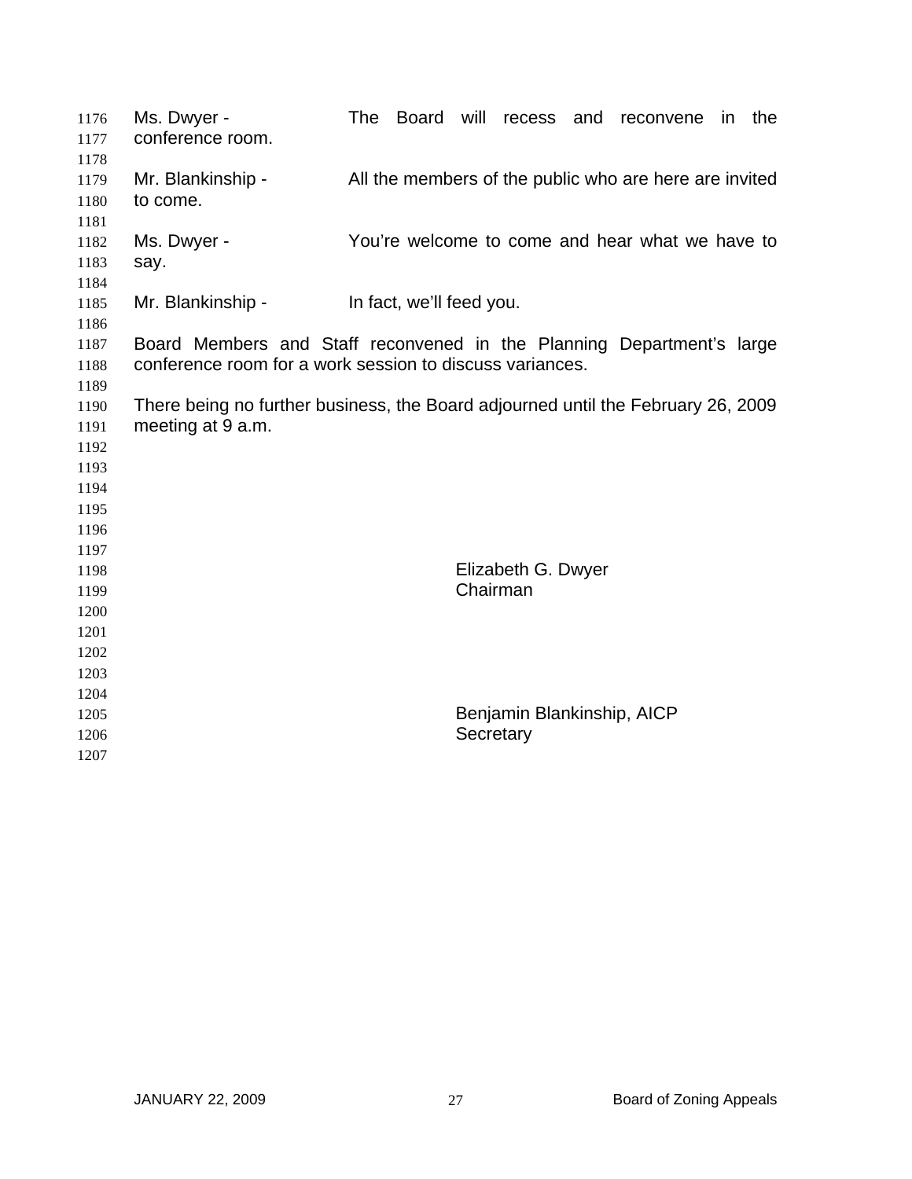Ms. Dwyer - The Board will recess and reconvene in the conference room.

Mr. Blankinship - All the members of the public who are here are invited to come.

Ms. Dwyer - You're welcome to come and hear what we have to say.

Mr. Blankinship - In fact, we'll feed you.

Board Members and Staff reconvened in the Planning Department's large conference room for a work session to discuss variances.

There being no further business, the Board adjourned until the February 26, 2009 meeting at 9 a.m.

Elizabeth G. Dwyer
Chairman

Benjamin Blankinship, AICP
Secretary